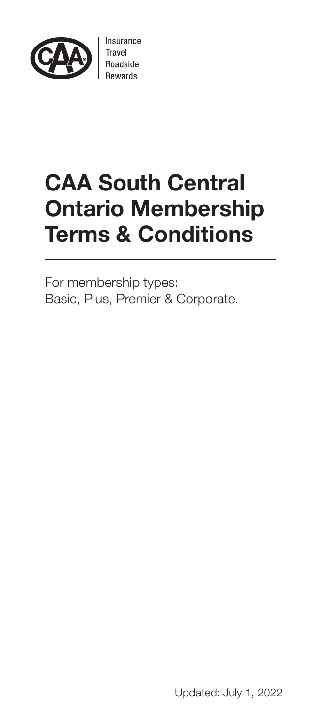Insurance
Travel
Roadside
Rewards

# CAA South Central Ontario Membership Terms & Conditions

For membership types:
Basic, Plus, Premier & Corporate.

Updated: July 1, 2022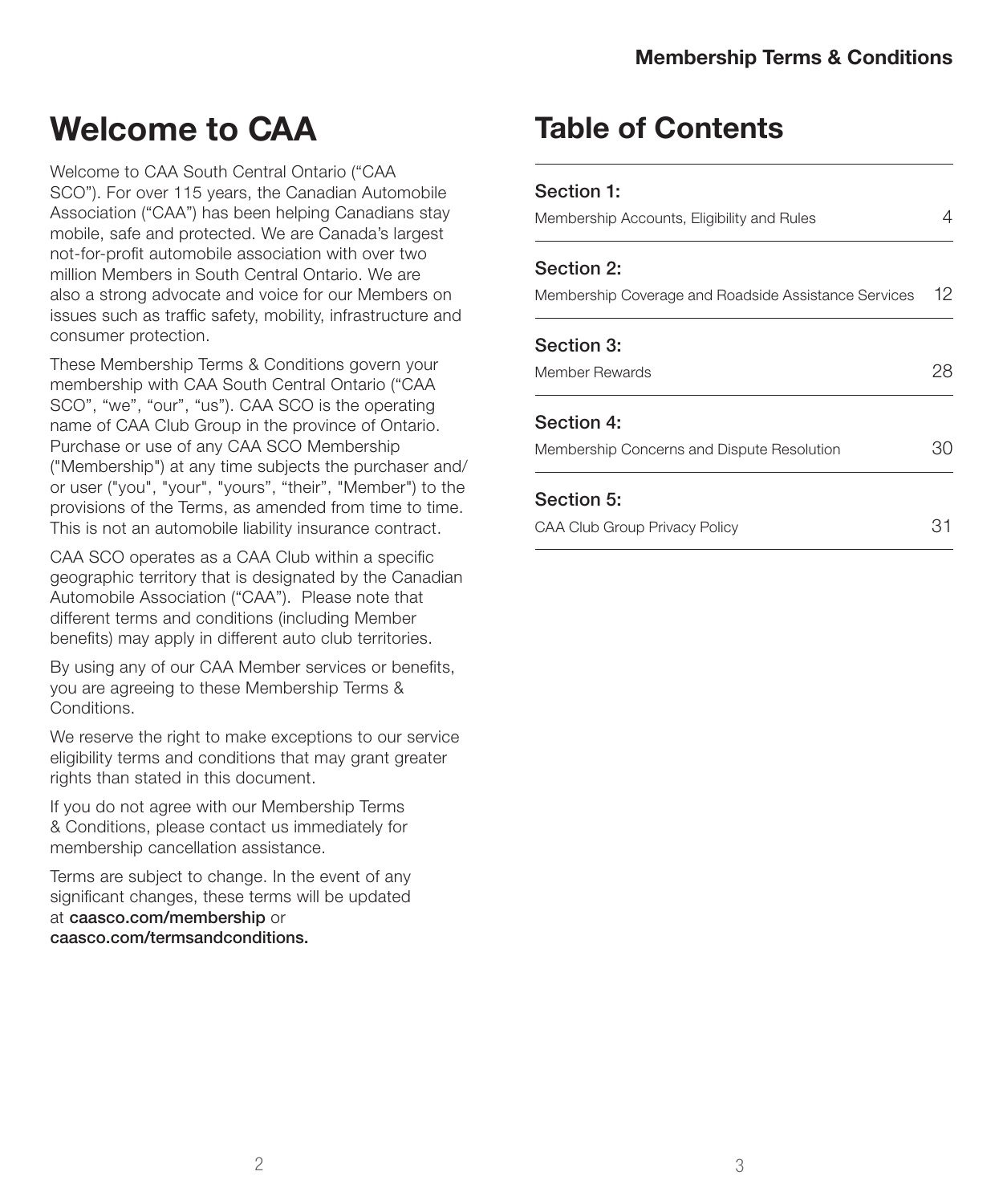# Welcome to CAA

Welcome to CAA South Central Ontario ("CAA SCO"). For over 115 years, the Canadian Automobile Association ("CAA") has been helping Canadians stay mobile, safe and protected. We are Canada's largest not-for-profit automobile association with over two million Members in South Central Ontario. We are also a strong advocate and voice for our Members on issues such as traffic safety, mobility, infrastructure and consumer protection.

These Membership Terms & Conditions govern your membership with CAA South Central Ontario ("CAA SCO", "we", "our", "us"). CAA SCO is the operating name of CAA Club Group in the province of Ontario. Purchase or use of any CAA SCO Membership ("Membership") at any time subjects the purchaser and/or user ("you", "your", "yours", "their", "Member") to the provisions of the Terms, as amended from time to time. This is not an automobile liability insurance contract.

CAA SCO operates as a CAA Club within a specific geographic territory that is designated by the Canadian Automobile Association ("CAA"). Please note that different terms and conditions (including Member benefits) may apply in different auto club territories.

By using any of our CAA Member services or benefits, you are agreeing to these Membership Terms & Conditions.

We reserve the right to make exceptions to our service eligibility terms and conditions that may grant greater rights than stated in this document.

If you do not agree with our Membership Terms & Conditions, please contact us immediately for membership cancellation assistance.

Terms are subject to change. In the event of any significant changes, these terms will be updated at **caasco.com/membership** or **caasco.com/termsandconditions.**

# Table of Contents

| Section | Page |
|---|---|
| **Section 1:** Membership Accounts, Eligibility and Rules | 4 |
| **Section 2:** Membership Coverage and Roadside Assistance Services | 12 |
| **Section 3:** Member Rewards | 28 |
| **Section 4:** Membership Concerns and Dispute Resolution | 30 |
| **Section 5:** CAA Club Group Privacy Policy | 31 |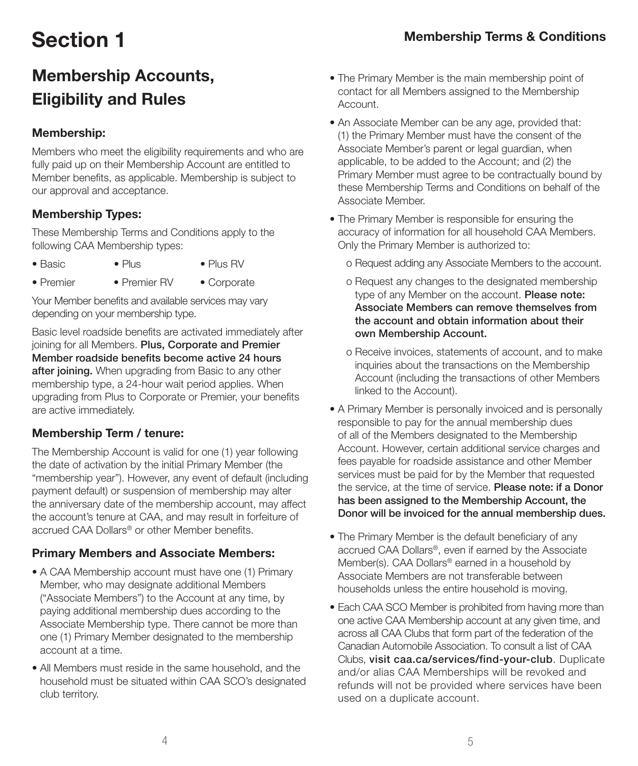# Section 1

## Membership Terms & Conditions

## Membership Accounts, Eligibility and Rules

### Membership:

Members who meet the eligibility requirements and who are fully paid up on their Membership Account are entitled to Member benefits, as applicable. Membership is subject to our approval and acceptance.

### Membership Types:

These Membership Terms and Conditions apply to the following CAA Membership types:

- Basic
- Plus
- Plus RV
- Premier
- Premier RV
- Corporate

Your Member benefits and available services may vary depending on your membership type.

Basic level roadside benefits are activated immediately after joining for all Members. **Plus, Corporate and Premier Member roadside benefits become active 24 hours after joining.** When upgrading from Basic to any other membership type, a 24-hour wait period applies. When upgrading from Plus to Corporate or Premier, your benefits are active immediately.

### Membership Term / tenure:

The Membership Account is valid for one (1) year following the date of activation by the initial Primary Member (the "membership year"). However, any event of default (including payment default) or suspension of membership may alter the anniversary date of the membership account, may affect the account's tenure at CAA, and may result in forfeiture of accrued CAA Dollars® or other Member benefits.

### Primary Members and Associate Members:

- A CAA Membership account must have one (1) Primary Member, who may designate additional Members ("Associate Members") to the Account at any time, by paying additional membership dues according to the Associate Membership type. There cannot be more than one (1) Primary Member designated to the membership account at a time.
- All Members must reside in the same household, and the household must be situated within CAA SCO's designated club territory.
- The Primary Member is the main membership point of contact for all Members assigned to the Membership Account.
- An Associate Member can be any age, provided that: (1) the Primary Member must have the consent of the Associate Member's parent or legal guardian, when applicable, to be added to the Account; and (2) the Primary Member must agree to be contractually bound by these Membership Terms and Conditions on behalf of the Associate Member.
- The Primary Member is responsible for ensuring the accuracy of information for all household CAA Members. Only the Primary Member is authorized to:
  - o Request adding any Associate Members to the account.
  - o Request any changes to the designated membership type of any Member on the account. **Please note: Associate Members can remove themselves from the account and obtain information about their own Membership Account.**
  - o Receive invoices, statements of account, and to make inquiries about the transactions on the Membership Account (including the transactions of other Members linked to the Account).
- A Primary Member is personally invoiced and is personally responsible to pay for the annual membership dues of all of the Members designated to the Membership Account. However, certain additional service charges and fees payable for roadside assistance and other Member services must be paid for by the Member that requested the service, at the time of service. **Please note: if a Donor has been assigned to the Membership Account, the Donor will be invoiced for the annual membership dues.**
- The Primary Member is the default beneficiary of any accrued CAA Dollars®, even if earned by the Associate Member(s). CAA Dollars® earned in a household by Associate Members are not transferable between households unless the entire household is moving.
- Each CAA SCO Member is prohibited from having more than one active CAA Membership account at any given time, and across all CAA Clubs that form part of the federation of the Canadian Automobile Association. To consult a list of CAA Clubs, **visit caa.ca/services/find-your-club**. Duplicate and/or alias CAA Memberships will be revoked and refunds will not be provided where services have been used on a duplicate account.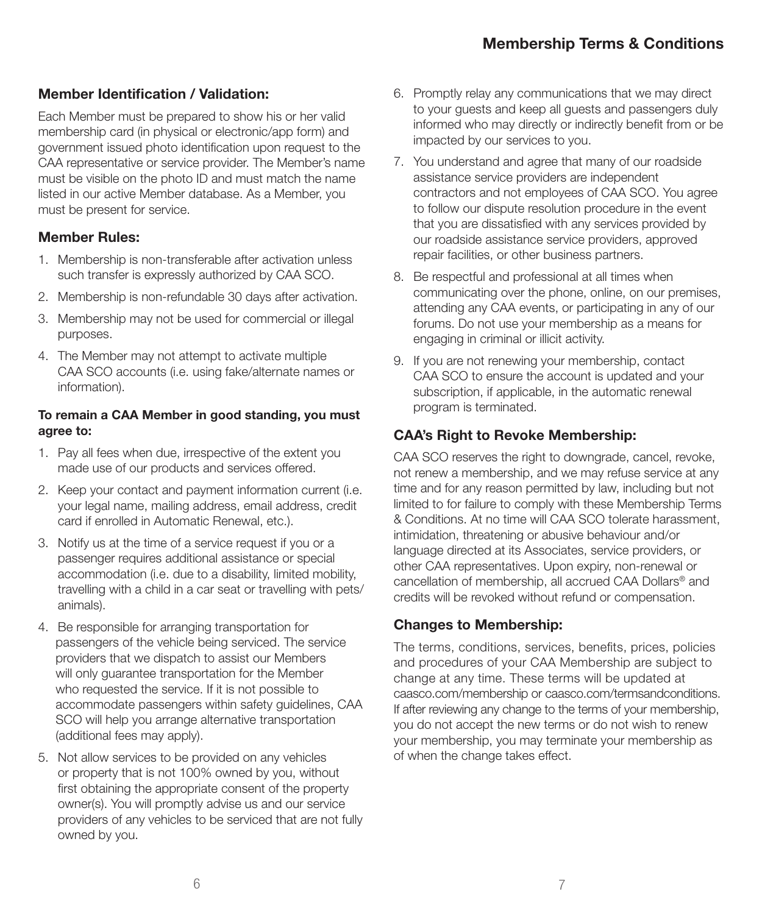## Member Identification / Validation:

Each Member must be prepared to show his or her valid membership card (in physical or electronic/app form) and government issued photo identification upon request to the CAA representative or service provider. The Member's name must be visible on the photo ID and must match the name listed in our active Member database. As a Member, you must be present for service.

## Member Rules:

1. Membership is non-transferable after activation unless such transfer is expressly authorized by CAA SCO.
2. Membership is non-refundable 30 days after activation.
3. Membership may not be used for commercial or illegal purposes.
4. The Member may not attempt to activate multiple CAA SCO accounts (i.e. using fake/alternate names or information).

**To remain a CAA Member in good standing, you must agree to:**

1. Pay all fees when due, irrespective of the extent you made use of our products and services offered.
2. Keep your contact and payment information current (i.e. your legal name, mailing address, email address, credit card if enrolled in Automatic Renewal, etc.).
3. Notify us at the time of a service request if you or a passenger requires additional assistance or special accommodation (i.e. due to a disability, limited mobility, travelling with a child in a car seat or travelling with pets/animals).
4. Be responsible for arranging transportation for passengers of the vehicle being serviced. The service providers that we dispatch to assist our Members will only guarantee transportation for the Member who requested the service. If it is not possible to accommodate passengers within safety guidelines, CAA SCO will help you arrange alternative transportation (additional fees may apply).
5. Not allow services to be provided on any vehicles or property that is not 100% owned by you, without first obtaining the appropriate consent of the property owner(s). You will promptly advise us and our service providers of any vehicles to be serviced that are not fully owned by you.
6. Promptly relay any communications that we may direct to your guests and keep all guests and passengers duly informed who may directly or indirectly benefit from or be impacted by our services to you.
7. You understand and agree that many of our roadside assistance service providers are independent contractors and not employees of CAA SCO. You agree to follow our dispute resolution procedure in the event that you are dissatisfied with any services provided by our roadside assistance service providers, approved repair facilities, or other business partners.
8. Be respectful and professional at all times when communicating over the phone, online, on our premises, attending any CAA events, or participating in any of our forums. Do not use your membership as a means for engaging in criminal or illicit activity.
9. If you are not renewing your membership, contact CAA SCO to ensure the account is updated and your subscription, if applicable, in the automatic renewal program is terminated.

## CAA's Right to Revoke Membership:

CAA SCO reserves the right to downgrade, cancel, revoke, not renew a membership, and we may refuse service at any time and for any reason permitted by law, including but not limited to for failure to comply with these Membership Terms & Conditions. At no time will CAA SCO tolerate harassment, intimidation, threatening or abusive behaviour and/or language directed at its Associates, service providers, or other CAA representatives. Upon expiry, non-renewal or cancellation of membership, all accrued CAA Dollars® and credits will be revoked without refund or compensation.

## Changes to Membership:

The terms, conditions, services, benefits, prices, policies and procedures of your CAA Membership are subject to change at any time. These terms will be updated at caasco.com/membership or caasco.com/termsandconditions. If after reviewing any change to the terms of your membership, you do not accept the new terms or do not wish to renew your membership, you may terminate your membership as of when the change takes effect.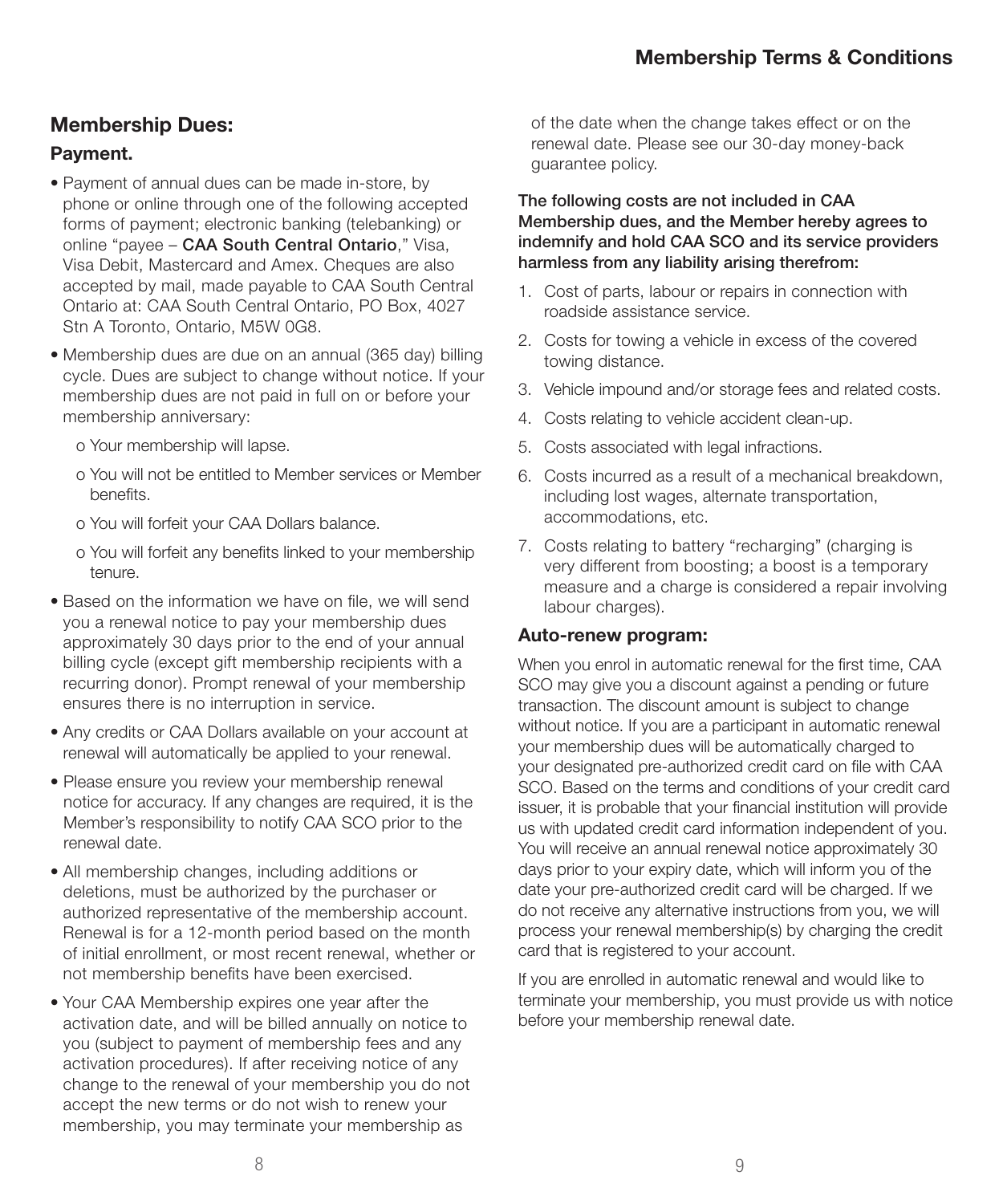## Membership Dues:

### Payment.

- Payment of annual dues can be made in-store, by phone or online through one of the following accepted forms of payment; electronic banking (telebanking) or online "payee – **CAA South Central Ontario**," Visa, Visa Debit, Mastercard and Amex. Cheques are also accepted by mail, made payable to CAA South Central Ontario at: CAA South Central Ontario, PO Box, 4027 Stn A Toronto, Ontario, M5W 0G8.
- Membership dues are due on an annual (365 day) billing cycle. Dues are subject to change without notice. If your membership dues are not paid in full on or before your membership anniversary:
  - o Your membership will lapse.
  - o You will not be entitled to Member services or Member benefits.
  - o You will forfeit your CAA Dollars balance.
  - o You will forfeit any benefits linked to your membership tenure.
- Based on the information we have on file, we will send you a renewal notice to pay your membership dues approximately 30 days prior to the end of your annual billing cycle (except gift membership recipients with a recurring donor). Prompt renewal of your membership ensures there is no interruption in service.
- Any credits or CAA Dollars available on your account at renewal will automatically be applied to your renewal.
- Please ensure you review your membership renewal notice for accuracy. If any changes are required, it is the Member's responsibility to notify CAA SCO prior to the renewal date.
- All membership changes, including additions or deletions, must be authorized by the purchaser or authorized representative of the membership account. Renewal is for a 12-month period based on the month of initial enrollment, or most recent renewal, whether or not membership benefits have been exercised.
- Your CAA Membership expires one year after the activation date, and will be billed annually on notice to you (subject to payment of membership fees and any activation procedures). If after receiving notice of any change to the renewal of your membership you do not accept the new terms or do not wish to renew your membership, you may terminate your membership as of the date when the change takes effect or on the renewal date. Please see our 30-day money-back guarantee policy.

**The following costs are not included in CAA Membership dues, and the Member hereby agrees to indemnify and hold CAA SCO and its service providers harmless from any liability arising therefrom:**

1. Cost of parts, labour or repairs in connection with roadside assistance service.
2. Costs for towing a vehicle in excess of the covered towing distance.
3. Vehicle impound and/or storage fees and related costs.
4. Costs relating to vehicle accident clean-up.
5. Costs associated with legal infractions.
6. Costs incurred as a result of a mechanical breakdown, including lost wages, alternate transportation, accommodations, etc.
7. Costs relating to battery "recharging" (charging is very different from boosting; a boost is a temporary measure and a charge is considered a repair involving labour charges).

### Auto-renew program:

When you enrol in automatic renewal for the first time, CAA SCO may give you a discount against a pending or future transaction. The discount amount is subject to change without notice. If you are a participant in automatic renewal your membership dues will be automatically charged to your designated pre-authorized credit card on file with CAA SCO. Based on the terms and conditions of your credit card issuer, it is probable that your financial institution will provide us with updated credit card information independent of you. You will receive an annual renewal notice approximately 30 days prior to your expiry date, which will inform you of the date your pre-authorized credit card will be charged. If we do not receive any alternative instructions from you, we will process your renewal membership(s) by charging the credit card that is registered to your account.

If you are enrolled in automatic renewal and would like to terminate your membership, you must provide us with notice before your membership renewal date.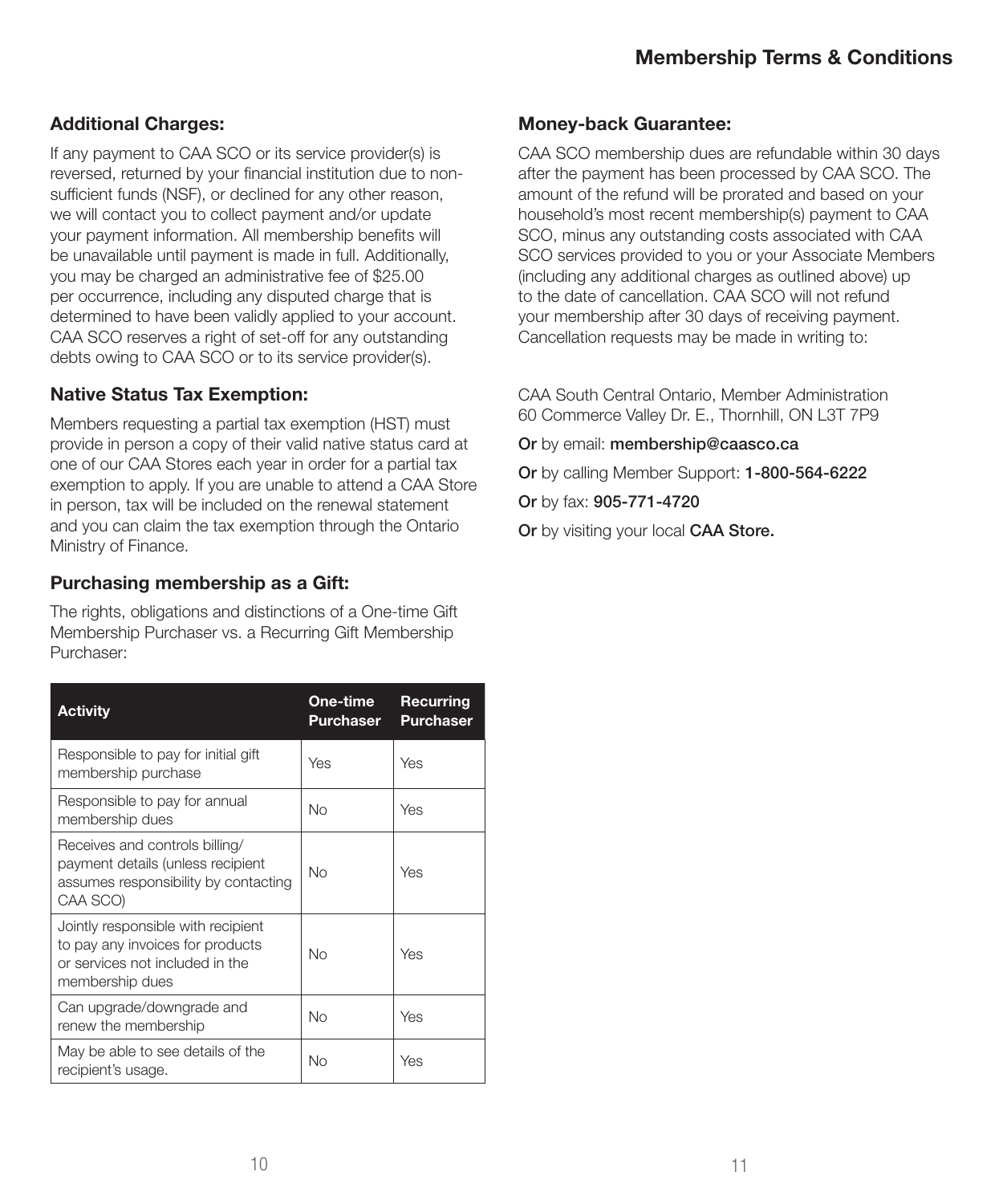## Additional Charges:

If any payment to CAA SCO or its service provider(s) is reversed, returned by your financial institution due to non-sufficient funds (NSF), or declined for any other reason, we will contact you to collect payment and/or update your payment information. All membership benefits will be unavailable until payment is made in full. Additionally, you may be charged an administrative fee of $25.00 per occurrence, including any disputed charge that is determined to have been validly applied to your account. CAA SCO reserves a right of set-off for any outstanding debts owing to CAA SCO or to its service provider(s).

## Native Status Tax Exemption:

Members requesting a partial tax exemption (HST) must provide in person a copy of their valid native status card at one of our CAA Stores each year in order for a partial tax exemption to apply. If you are unable to attend a CAA Store in person, tax will be included on the renewal statement and you can claim the tax exemption through the Ontario Ministry of Finance.

## Purchasing membership as a Gift:

The rights, obligations and distinctions of a One-time Gift Membership Purchaser vs. a Recurring Gift Membership Purchaser:

| Activity | One-time Purchaser | Recurring Purchaser |
|---|---|---|
| Responsible to pay for initial gift membership purchase | Yes | Yes |
| Responsible to pay for annual membership dues | No | Yes |
| Receives and controls billing/payment details (unless recipient assumes responsibility by contacting CAA SCO) | No | Yes |
| Jointly responsible with recipient to pay any invoices for products or services not included in the membership dues | No | Yes |
| Can upgrade/downgrade and renew the membership | No | Yes |
| May be able to see details of the recipient's usage. | No | Yes |

## Money-back Guarantee:

CAA SCO membership dues are refundable within 30 days after the payment has been processed by CAA SCO. The amount of the refund will be prorated and based on your household's most recent membership(s) payment to CAA SCO, minus any outstanding costs associated with CAA SCO services provided to you or your Associate Members (including any additional charges as outlined above) up to the date of cancellation. CAA SCO will not refund your membership after 30 days of receiving payment. Cancellation requests may be made in writing to:

CAA South Central Ontario, Member Administration
60 Commerce Valley Dr. E., Thornhill, ON L3T 7P9

**Or** by email: **membership@caasco.ca**

**Or** by calling Member Support: **1-800-564-6222**

**Or** by fax: **905-771-4720**

**Or** by visiting your local **CAA Store.**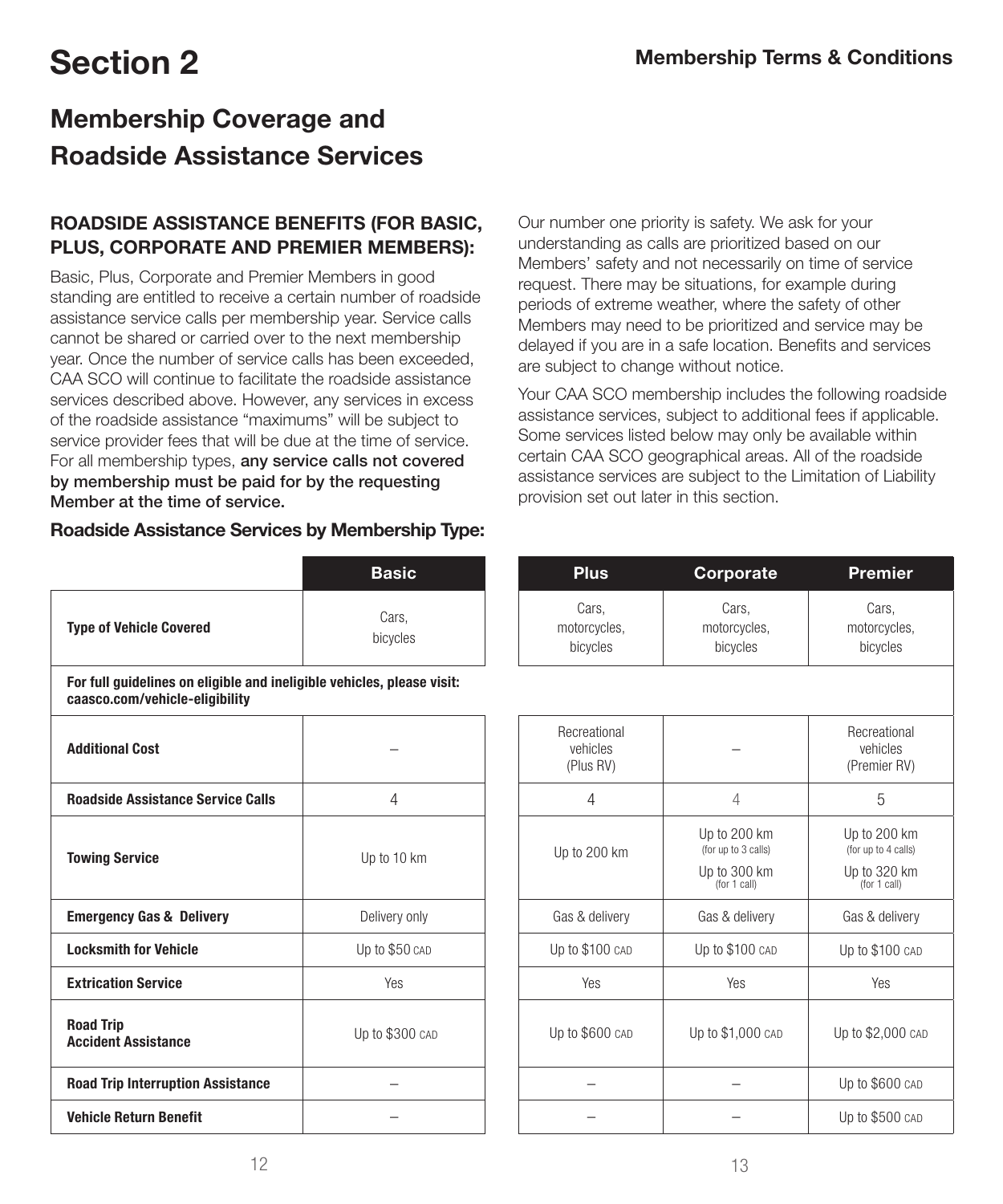# Section 2

Membership Terms & Conditions

## Membership Coverage and Roadside Assistance Services

### ROADSIDE ASSISTANCE BENEFITS (FOR BASIC, PLUS, CORPORATE AND PREMIER MEMBERS):

Basic, Plus, Corporate and Premier Members in good standing are entitled to receive a certain number of roadside assistance service calls per membership year. Service calls cannot be shared or carried over to the next membership year. Once the number of service calls has been exceeded, CAA SCO will continue to facilitate the roadside assistance services described above. However, any services in excess of the roadside assistance "maximums" will be subject to service provider fees that will be due at the time of service. For all membership types, **any service calls not covered by membership must be paid for by the requesting Member at the time of service.**

Our number one priority is safety. We ask for your understanding as calls are prioritized based on our Members' safety and not necessarily on time of service request. There may be situations, for example during periods of extreme weather, where the safety of other Members may need to be prioritized and service may be delayed if you are in a safe location. Benefits and services are subject to change without notice.

Your CAA SCO membership includes the following roadside assistance services, subject to additional fees if applicable. Some services listed below may only be available within certain CAA SCO geographical areas. All of the roadside assistance services are subject to the Limitation of Liability provision set out later in this section.

### Roadside Assistance Services by Membership Type:

| | Basic | Plus | Corporate | Premier |
|---|---|---|---|---|
| **Type of Vehicle Covered** | Cars, bicycles | Cars, motorcycles, bicycles | Cars, motorcycles, bicycles | Cars, motorcycles, bicycles |
| **For full guidelines on eligible and ineligible vehicles, please visit: caasco.com/vehicle-eligibility** | | | | |
| **Additional Cost** | – | Recreational vehicles (Plus RV) | – | Recreational vehicles (Premier RV) |
| **Roadside Assistance Service Calls** | 4 | 4 | 4 | 5 |
| **Towing Service** | Up to 10 km | Up to 200 km | Up to 200 km (for up to 3 calls) Up to 300 km (for 1 call) | Up to 200 km (for up to 4 calls) Up to 320 km (for 1 call) |
| **Emergency Gas & Delivery** | Delivery only | Gas & delivery | Gas & delivery | Gas & delivery |
| **Locksmith for Vehicle** | Up to $50 CAD | Up to $100 CAD | Up to $100 CAD | Up to $100 CAD |
| **Extrication Service** | Yes | Yes | Yes | Yes |
| **Road Trip Accident Assistance** | Up to $300 CAD | Up to $600 CAD | Up to $1,000 CAD | Up to $2,000 CAD |
| **Road Trip Interruption Assistance** | – | – | – | Up to $600 CAD |
| **Vehicle Return Benefit** | – | – | – | Up to $500 CAD |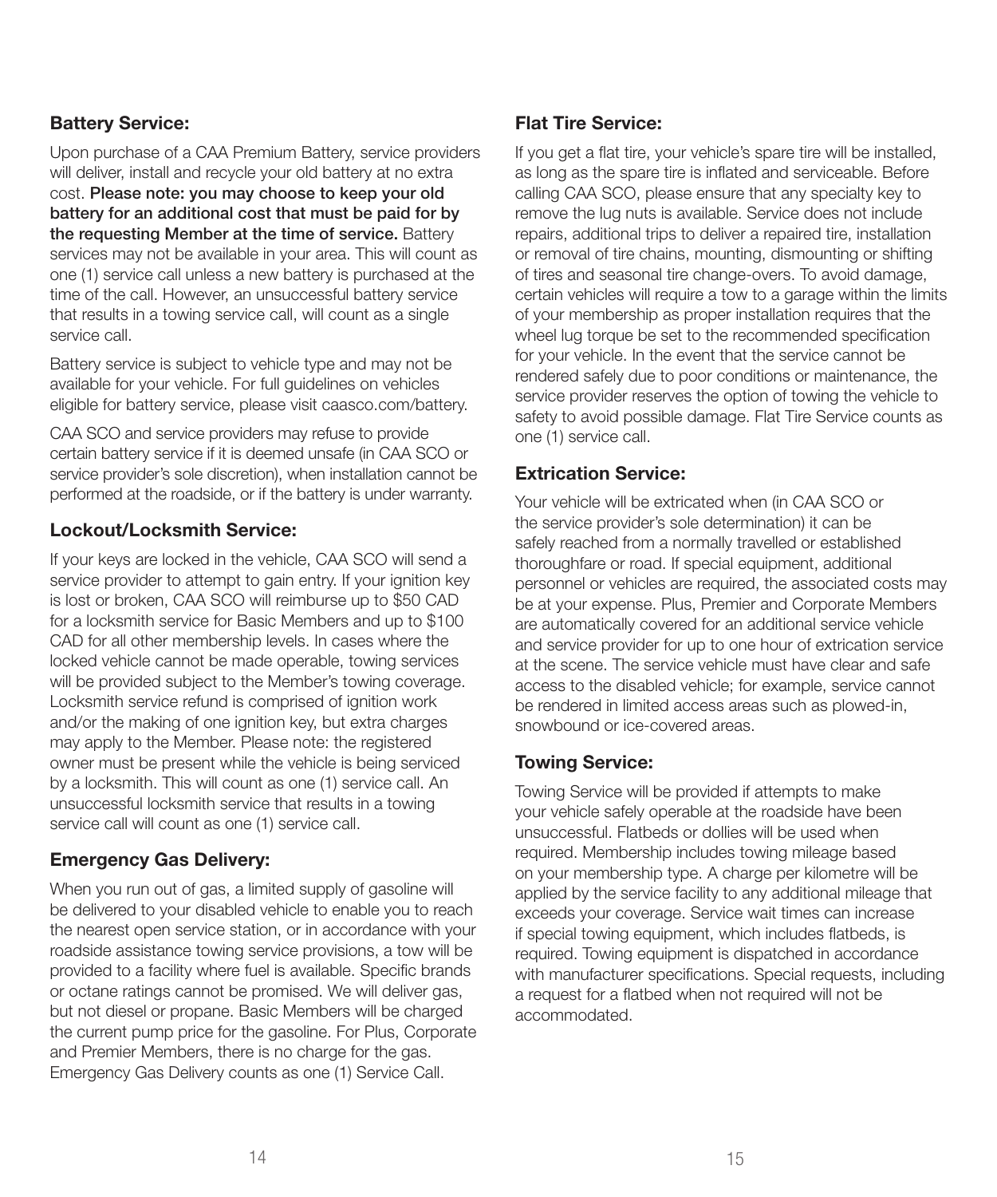### Battery Service:

Upon purchase of a CAA Premium Battery, service providers will deliver, install and recycle your old battery at no extra cost. **Please note: you may choose to keep your old battery for an additional cost that must be paid for by the requesting Member at the time of service.** Battery services may not be available in your area. This will count as one (1) service call unless a new battery is purchased at the time of the call. However, an unsuccessful battery service that results in a towing service call, will count as a single service call.

Battery service is subject to vehicle type and may not be available for your vehicle. For full guidelines on vehicles eligible for battery service, please visit caasco.com/battery.

CAA SCO and service providers may refuse to provide certain battery service if it is deemed unsafe (in CAA SCO or service provider's sole discretion), when installation cannot be performed at the roadside, or if the battery is under warranty.

### Lockout/Locksmith Service:

If your keys are locked in the vehicle, CAA SCO will send a service provider to attempt to gain entry. If your ignition key is lost or broken, CAA SCO will reimburse up to $50 CAD for a locksmith service for Basic Members and up to $100 CAD for all other membership levels. In cases where the locked vehicle cannot be made operable, towing services will be provided subject to the Member's towing coverage. Locksmith service refund is comprised of ignition work and/or the making of one ignition key, but extra charges may apply to the Member. Please note: the registered owner must be present while the vehicle is being serviced by a locksmith. This will count as one (1) service call. An unsuccessful locksmith service that results in a towing service call will count as one (1) service call.

### Emergency Gas Delivery:

When you run out of gas, a limited supply of gasoline will be delivered to your disabled vehicle to enable you to reach the nearest open service station, or in accordance with your roadside assistance towing service provisions, a tow will be provided to a facility where fuel is available. Specific brands or octane ratings cannot be promised. We will deliver gas, but not diesel or propane. Basic Members will be charged the current pump price for the gasoline. For Plus, Corporate and Premier Members, there is no charge for the gas. Emergency Gas Delivery counts as one (1) Service Call.

### Flat Tire Service:

If you get a flat tire, your vehicle's spare tire will be installed, as long as the spare tire is inflated and serviceable. Before calling CAA SCO, please ensure that any specialty key to remove the lug nuts is available. Service does not include repairs, additional trips to deliver a repaired tire, installation or removal of tire chains, mounting, dismounting or shifting of tires and seasonal tire change-overs. To avoid damage, certain vehicles will require a tow to a garage within the limits of your membership as proper installation requires that the wheel lug torque be set to the recommended specification for your vehicle. In the event that the service cannot be rendered safely due to poor conditions or maintenance, the service provider reserves the option of towing the vehicle to safety to avoid possible damage. Flat Tire Service counts as one (1) service call.

### Extrication Service:

Your vehicle will be extricated when (in CAA SCO or the service provider's sole determination) it can be safely reached from a normally travelled or established thoroughfare or road. If special equipment, additional personnel or vehicles are required, the associated costs may be at your expense. Plus, Premier and Corporate Members are automatically covered for an additional service vehicle and service provider for up to one hour of extrication service at the scene. The service vehicle must have clear and safe access to the disabled vehicle; for example, service cannot be rendered in limited access areas such as plowed-in, snowbound or ice-covered areas.

### Towing Service:

Towing Service will be provided if attempts to make your vehicle safely operable at the roadside have been unsuccessful. Flatbeds or dollies will be used when required. Membership includes towing mileage based on your membership type. A charge per kilometre will be applied by the service facility to any additional mileage that exceeds your coverage. Service wait times can increase if special towing equipment, which includes flatbeds, is required. Towing equipment is dispatched in accordance with manufacturer specifications. Special requests, including a request for a flatbed when not required will not be accommodated.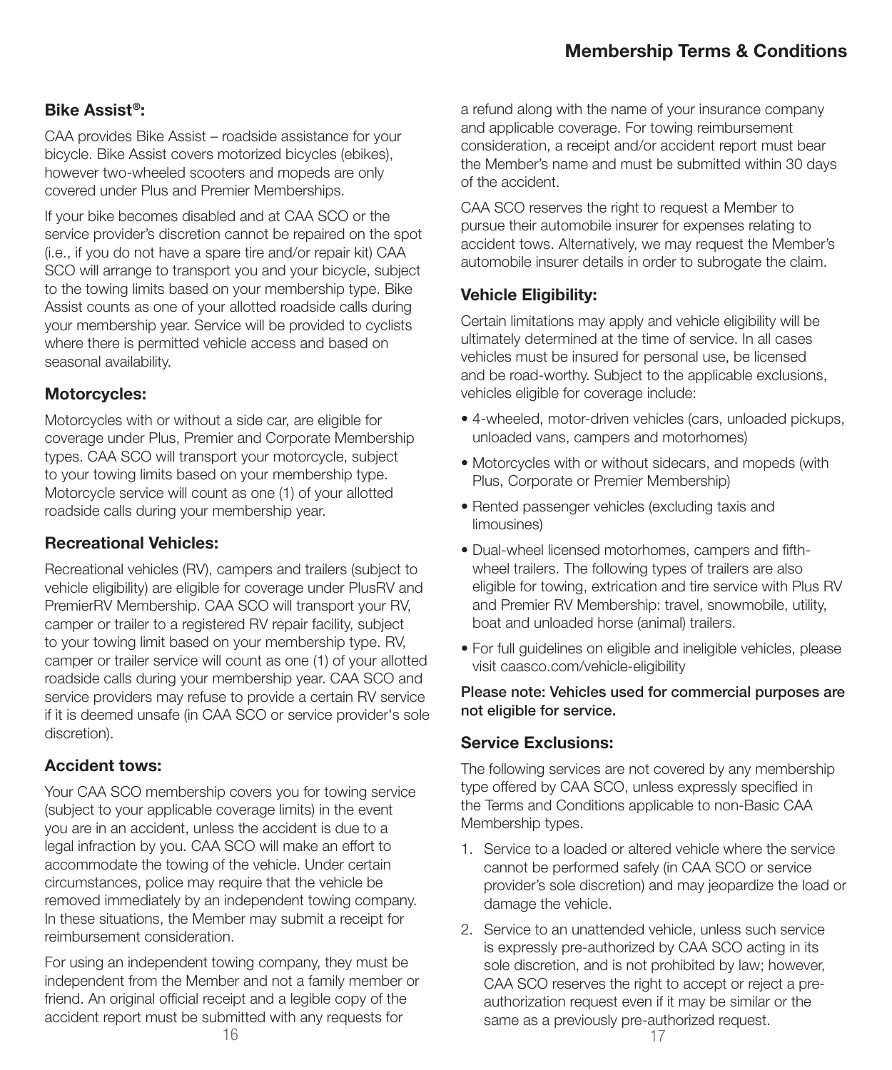### Bike Assist®:

CAA provides Bike Assist – roadside assistance for your bicycle. Bike Assist covers motorized bicycles (ebikes), however two-wheeled scooters and mopeds are only covered under Plus and Premier Memberships.

If your bike becomes disabled and at CAA SCO or the service provider's discretion cannot be repaired on the spot (i.e., if you do not have a spare tire and/or repair kit) CAA SCO will arrange to transport you and your bicycle, subject to the towing limits based on your membership type. Bike Assist counts as one of your allotted roadside calls during your membership year. Service will be provided to cyclists where there is permitted vehicle access and based on seasonal availability.

### Motorcycles:

Motorcycles with or without a side car, are eligible for coverage under Plus, Premier and Corporate Membership types. CAA SCO will transport your motorcycle, subject to your towing limits based on your membership type. Motorcycle service will count as one (1) of your allotted roadside calls during your membership year.

### Recreational Vehicles:

Recreational vehicles (RV), campers and trailers (subject to vehicle eligibility) are eligible for coverage under PlusRV and PremierRV Membership. CAA SCO will transport your RV, camper or trailer to a registered RV repair facility, subject to your towing limit based on your membership type. RV, camper or trailer service will count as one (1) of your allotted roadside calls during your membership year. CAA SCO and service providers may refuse to provide a certain RV service if it is deemed unsafe (in CAA SCO or service provider's sole discretion).

### Accident tows:

Your CAA SCO membership covers you for towing service (subject to your applicable coverage limits) in the event you are in an accident, unless the accident is due to a legal infraction by you. CAA SCO will make an effort to accommodate the towing of the vehicle. Under certain circumstances, police may require that the vehicle be removed immediately by an independent towing company. In these situations, the Member may submit a receipt for reimbursement consideration.

For using an independent towing company, they must be independent from the Member and not a family member or friend. An original official receipt and a legible copy of the accident report must be submitted with any requests for a refund along with the name of your insurance company and applicable coverage. For towing reimbursement consideration, a receipt and/or accident report must bear the Member's name and must be submitted within 30 days of the accident.

CAA SCO reserves the right to request a Member to pursue their automobile insurer for expenses relating to accident tows. Alternatively, we may request the Member's automobile insurer details in order to subrogate the claim.

### Vehicle Eligibility:

Certain limitations may apply and vehicle eligibility will be ultimately determined at the time of service. In all cases vehicles must be insured for personal use, be licensed and be road-worthy. Subject to the applicable exclusions, vehicles eligible for coverage include:

- 4-wheeled, motor-driven vehicles (cars, unloaded pickups, unloaded vans, campers and motorhomes)
- Motorcycles with or without sidecars, and mopeds (with Plus, Corporate or Premier Membership)
- Rented passenger vehicles (excluding taxis and limousines)
- Dual-wheel licensed motorhomes, campers and fifth-wheel trailers. The following types of trailers are also eligible for towing, extrication and tire service with Plus RV and Premier RV Membership: travel, snowmobile, utility, boat and unloaded horse (animal) trailers.
- For full guidelines on eligible and ineligible vehicles, please visit caasco.com/vehicle-eligibility

**Please note: Vehicles used for commercial purposes are not eligible for service.**

### Service Exclusions:

The following services are not covered by any membership type offered by CAA SCO, unless expressly specified in the Terms and Conditions applicable to non-Basic CAA Membership types.

1. Service to a loaded or altered vehicle where the service cannot be performed safely (in CAA SCO or service provider's sole discretion) and may jeopardize the load or damage the vehicle.
2. Service to an unattended vehicle, unless such service is expressly pre-authorized by CAA SCO acting in its sole discretion, and is not prohibited by law; however, CAA SCO reserves the right to accept or reject a pre-authorization request even if it may be similar or the same as a previously pre-authorized request.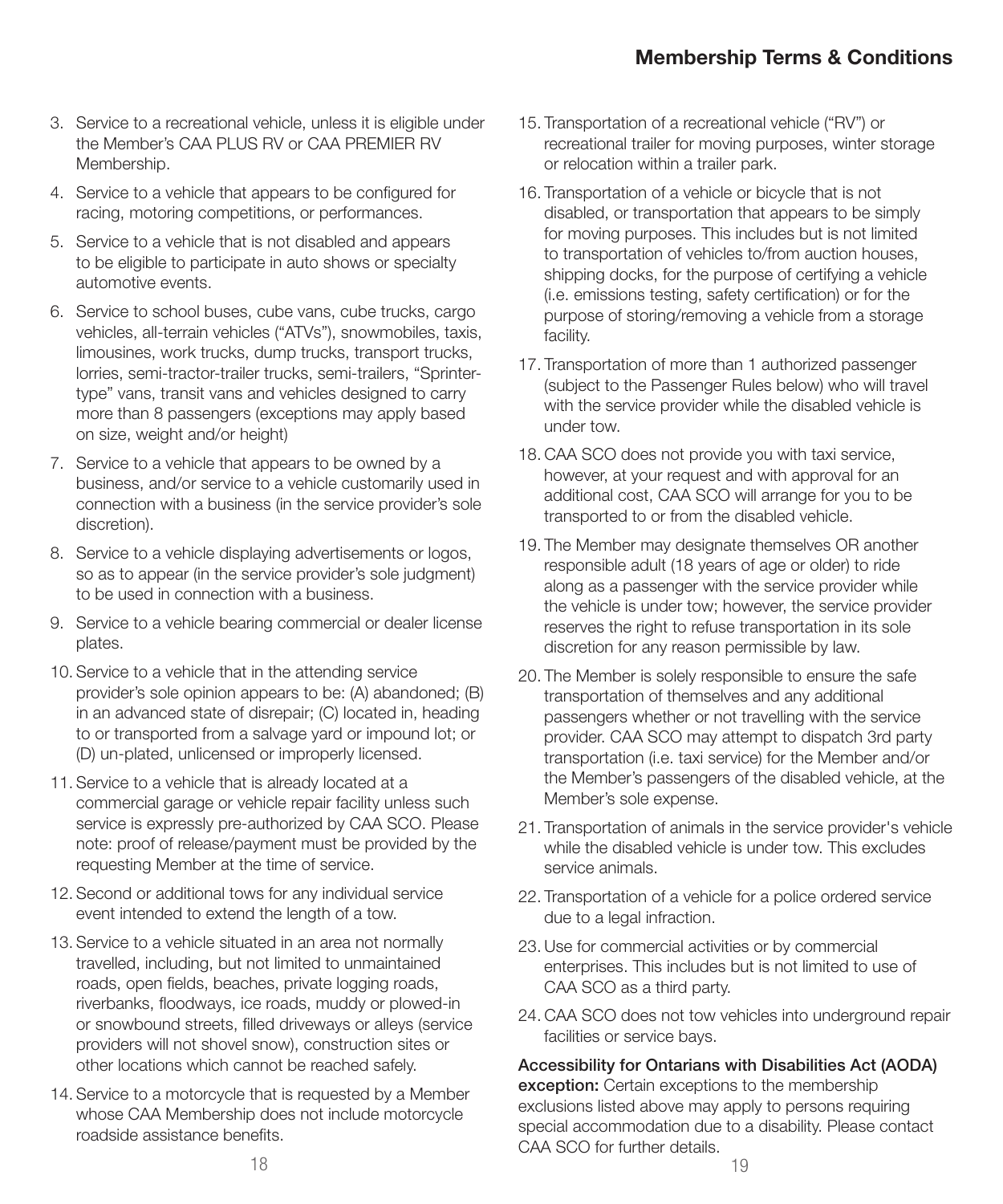3. Service to a recreational vehicle, unless it is eligible under the Member's CAA PLUS RV or CAA PREMIER RV Membership.
4. Service to a vehicle that appears to be configured for racing, motoring competitions, or performances.
5. Service to a vehicle that is not disabled and appears to be eligible to participate in auto shows or specialty automotive events.
6. Service to school buses, cube vans, cube trucks, cargo vehicles, all-terrain vehicles ("ATVs"), snowmobiles, taxis, limousines, work trucks, dump trucks, transport trucks, lorries, semi-tractor-trailer trucks, semi-trailers, "Sprinter-type" vans, transit vans and vehicles designed to carry more than 8 passengers (exceptions may apply based on size, weight and/or height)
7. Service to a vehicle that appears to be owned by a business, and/or service to a vehicle customarily used in connection with a business (in the service provider's sole discretion).
8. Service to a vehicle displaying advertisements or logos, so as to appear (in the service provider's sole judgment) to be used in connection with a business.
9. Service to a vehicle bearing commercial or dealer license plates.
10. Service to a vehicle that in the attending service provider's sole opinion appears to be: (A) abandoned; (B) in an advanced state of disrepair; (C) located in, heading to or transported from a salvage yard or impound lot; or (D) un-plated, unlicensed or improperly licensed.
11. Service to a vehicle that is already located at a commercial garage or vehicle repair facility unless such service is expressly pre-authorized by CAA SCO. Please note: proof of release/payment must be provided by the requesting Member at the time of service.
12. Second or additional tows for any individual service event intended to extend the length of a tow.
13. Service to a vehicle situated in an area not normally travelled, including, but not limited to unmaintained roads, open fields, beaches, private logging roads, riverbanks, floodways, ice roads, muddy or plowed-in or snowbound streets, filled driveways or alleys (service providers will not shovel snow), construction sites or other locations which cannot be reached safely.
14. Service to a motorcycle that is requested by a Member whose CAA Membership does not include motorcycle roadside assistance benefits.
15. Transportation of a recreational vehicle ("RV") or recreational trailer for moving purposes, winter storage or relocation within a trailer park.
16. Transportation of a vehicle or bicycle that is not disabled, or transportation that appears to be simply for moving purposes. This includes but is not limited to transportation of vehicles to/from auction houses, shipping docks, for the purpose of certifying a vehicle (i.e. emissions testing, safety certification) or for the purpose of storing/removing a vehicle from a storage facility.
17. Transportation of more than 1 authorized passenger (subject to the Passenger Rules below) who will travel with the service provider while the disabled vehicle is under tow.
18. CAA SCO does not provide you with taxi service, however, at your request and with approval for an additional cost, CAA SCO will arrange for you to be transported to or from the disabled vehicle.
19. The Member may designate themselves OR another responsible adult (18 years of age or older) to ride along as a passenger with the service provider while the vehicle is under tow; however, the service provider reserves the right to refuse transportation in its sole discretion for any reason permissible by law.
20. The Member is solely responsible to ensure the safe transportation of themselves and any additional passengers whether or not travelling with the service provider. CAA SCO may attempt to dispatch 3rd party transportation (i.e. taxi service) for the Member and/or the Member's passengers of the disabled vehicle, at the Member's sole expense.
21. Transportation of animals in the service provider's vehicle while the disabled vehicle is under tow. This excludes service animals.
22. Transportation of a vehicle for a police ordered service due to a legal infraction.
23. Use for commercial activities or by commercial enterprises. This includes but is not limited to use of CAA SCO as a third party.
24. CAA SCO does not tow vehicles into underground repair facilities or service bays.

**Accessibility for Ontarians with Disabilities Act (AODA) exception:** Certain exceptions to the membership exclusions listed above may apply to persons requiring special accommodation due to a disability. Please contact CAA SCO for further details.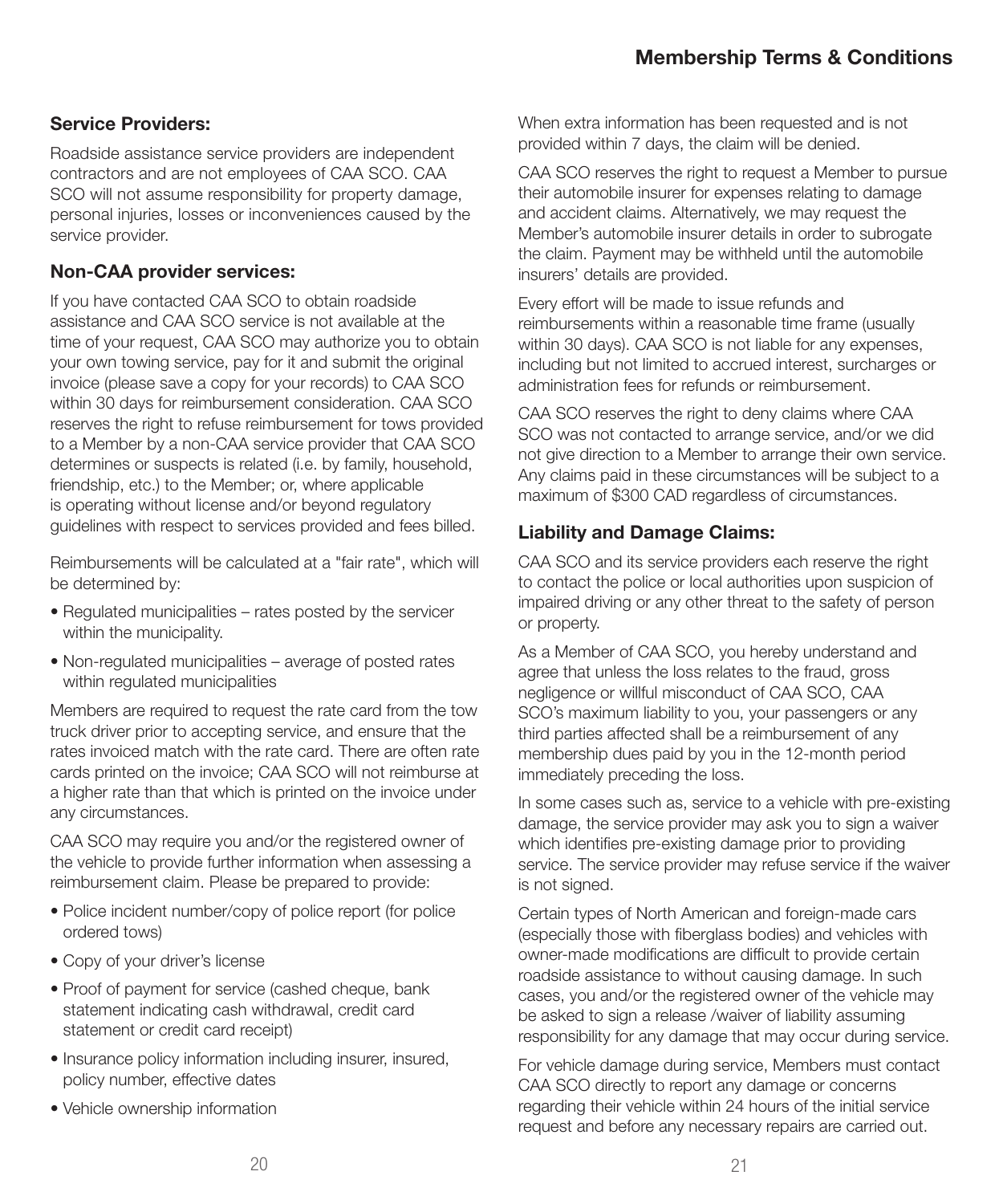## Service Providers:

Roadside assistance service providers are independent contractors and are not employees of CAA SCO. CAA SCO will not assume responsibility for property damage, personal injuries, losses or inconveniences caused by the service provider.

## Non-CAA provider services:

If you have contacted CAA SCO to obtain roadside assistance and CAA SCO service is not available at the time of your request, CAA SCO may authorize you to obtain your own towing service, pay for it and submit the original invoice (please save a copy for your records) to CAA SCO within 30 days for reimbursement consideration. CAA SCO reserves the right to refuse reimbursement for tows provided to a Member by a non-CAA service provider that CAA SCO determines or suspects is related (i.e. by family, household, friendship, etc.) to the Member; or, where applicable is operating without license and/or beyond regulatory guidelines with respect to services provided and fees billed.

Reimbursements will be calculated at a "fair rate", which will be determined by:

- Regulated municipalities – rates posted by the servicer within the municipality.
- Non-regulated municipalities – average of posted rates within regulated municipalities

Members are required to request the rate card from the tow truck driver prior to accepting service, and ensure that the rates invoiced match with the rate card. There are often rate cards printed on the invoice; CAA SCO will not reimburse at a higher rate than that which is printed on the invoice under any circumstances.

CAA SCO may require you and/or the registered owner of the vehicle to provide further information when assessing a reimbursement claim. Please be prepared to provide:

- Police incident number/copy of police report (for police ordered tows)
- Copy of your driver's license
- Proof of payment for service (cashed cheque, bank statement indicating cash withdrawal, credit card statement or credit card receipt)
- Insurance policy information including insurer, insured, policy number, effective dates
- Vehicle ownership information

When extra information has been requested and is not provided within 7 days, the claim will be denied.

CAA SCO reserves the right to request a Member to pursue their automobile insurer for expenses relating to damage and accident claims. Alternatively, we may request the Member's automobile insurer details in order to subrogate the claim. Payment may be withheld until the automobile insurers' details are provided.

Every effort will be made to issue refunds and reimbursements within a reasonable time frame (usually within 30 days). CAA SCO is not liable for any expenses, including but not limited to accrued interest, surcharges or administration fees for refunds or reimbursement.

CAA SCO reserves the right to deny claims where CAA SCO was not contacted to arrange service, and/or we did not give direction to a Member to arrange their own service. Any claims paid in these circumstances will be subject to a maximum of $300 CAD regardless of circumstances.

## Liability and Damage Claims:

CAA SCO and its service providers each reserve the right to contact the police or local authorities upon suspicion of impaired driving or any other threat to the safety of person or property.

As a Member of CAA SCO, you hereby understand and agree that unless the loss relates to the fraud, gross negligence or willful misconduct of CAA SCO, CAA SCO's maximum liability to you, your passengers or any third parties affected shall be a reimbursement of any membership dues paid by you in the 12-month period immediately preceding the loss.

In some cases such as, service to a vehicle with pre-existing damage, the service provider may ask you to sign a waiver which identifies pre-existing damage prior to providing service. The service provider may refuse service if the waiver is not signed.

Certain types of North American and foreign-made cars (especially those with fiberglass bodies) and vehicles with owner-made modifications are difficult to provide certain roadside assistance to without causing damage. In such cases, you and/or the registered owner of the vehicle may be asked to sign a release /waiver of liability assuming responsibility for any damage that may occur during service.

For vehicle damage during service, Members must contact CAA SCO directly to report any damage or concerns regarding their vehicle within 24 hours of the initial service request and before any necessary repairs are carried out.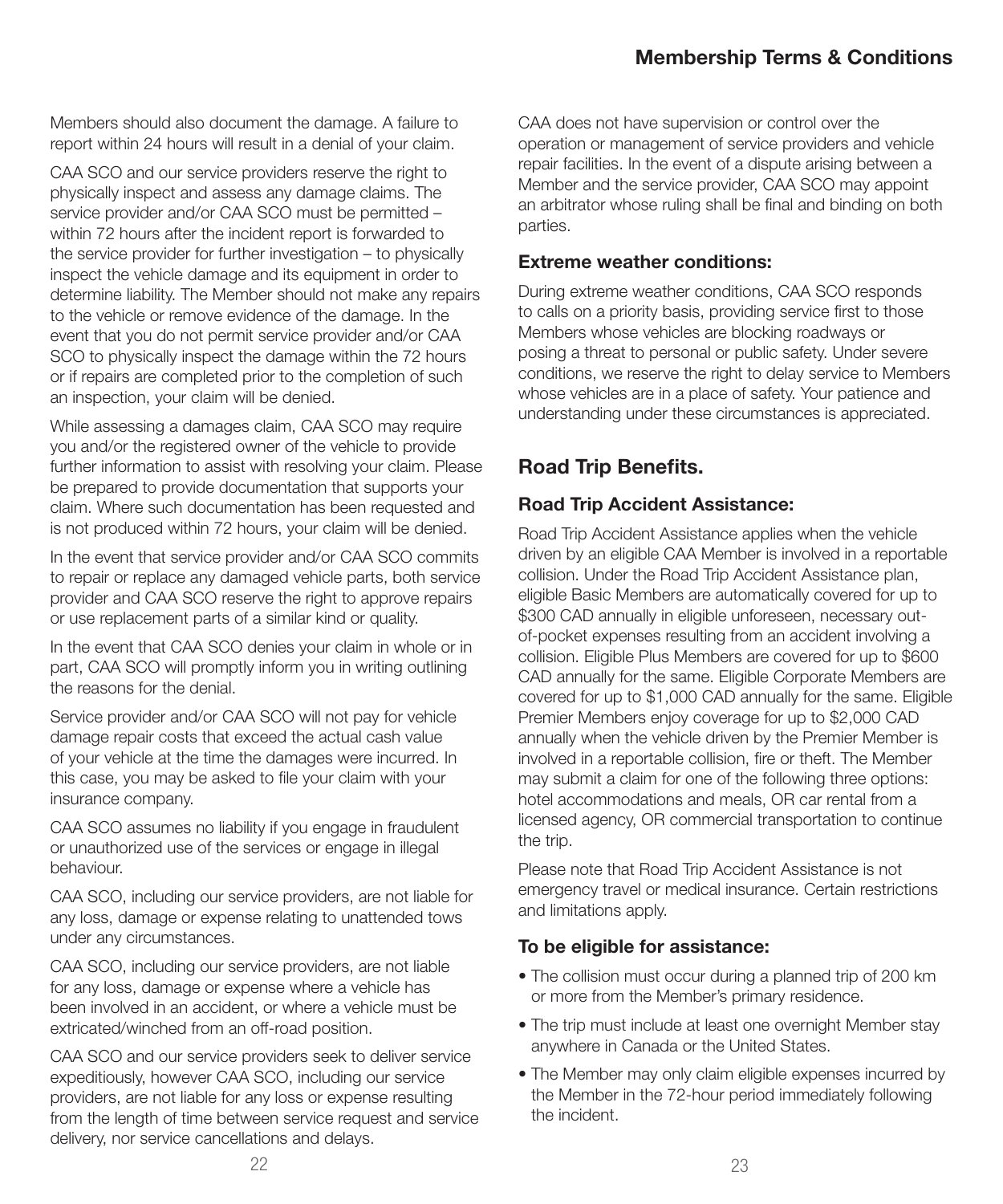Members should also document the damage. A failure to report within 24 hours will result in a denial of your claim.

CAA SCO and our service providers reserve the right to physically inspect and assess any damage claims. The service provider and/or CAA SCO must be permitted – within 72 hours after the incident report is forwarded to the service provider for further investigation – to physically inspect the vehicle damage and its equipment in order to determine liability. The Member should not make any repairs to the vehicle or remove evidence of the damage. In the event that you do not permit service provider and/or CAA SCO to physically inspect the damage within the 72 hours or if repairs are completed prior to the completion of such an inspection, your claim will be denied.

While assessing a damages claim, CAA SCO may require you and/or the registered owner of the vehicle to provide further information to assist with resolving your claim. Please be prepared to provide documentation that supports your claim. Where such documentation has been requested and is not produced within 72 hours, your claim will be denied.

In the event that service provider and/or CAA SCO commits to repair or replace any damaged vehicle parts, both service provider and CAA SCO reserve the right to approve repairs or use replacement parts of a similar kind or quality.

In the event that CAA SCO denies your claim in whole or in part, CAA SCO will promptly inform you in writing outlining the reasons for the denial.

Service provider and/or CAA SCO will not pay for vehicle damage repair costs that exceed the actual cash value of your vehicle at the time the damages were incurred. In this case, you may be asked to file your claim with your insurance company.

CAA SCO assumes no liability if you engage in fraudulent or unauthorized use of the services or engage in illegal behaviour.

CAA SCO, including our service providers, are not liable for any loss, damage or expense relating to unattended tows under any circumstances.

CAA SCO, including our service providers, are not liable for any loss, damage or expense where a vehicle has been involved in an accident, or where a vehicle must be extricated/winched from an off-road position.

CAA SCO and our service providers seek to deliver service expeditiously, however CAA SCO, including our service providers, are not liable for any loss or expense resulting from the length of time between service request and service delivery, nor service cancellations and delays.

CAA does not have supervision or control over the operation or management of service providers and vehicle repair facilities. In the event of a dispute arising between a Member and the service provider, CAA SCO may appoint an arbitrator whose ruling shall be final and binding on both parties.

### Extreme weather conditions:

During extreme weather conditions, CAA SCO responds to calls on a priority basis, providing service first to those Members whose vehicles are blocking roadways or posing a threat to personal or public safety. Under severe conditions, we reserve the right to delay service to Members whose vehicles are in a place of safety. Your patience and understanding under these circumstances is appreciated.

## Road Trip Benefits.

### Road Trip Accident Assistance:

Road Trip Accident Assistance applies when the vehicle driven by an eligible CAA Member is involved in a reportable collision. Under the Road Trip Accident Assistance plan, eligible Basic Members are automatically covered for up to $300 CAD annually in eligible unforeseen, necessary out-of-pocket expenses resulting from an accident involving a collision. Eligible Plus Members are covered for up to $600 CAD annually for the same. Eligible Corporate Members are covered for up to $1,000 CAD annually for the same. Eligible Premier Members enjoy coverage for up to $2,000 CAD annually when the vehicle driven by the Premier Member is involved in a reportable collision, fire or theft. The Member may submit a claim for one of the following three options: hotel accommodations and meals, OR car rental from a licensed agency, OR commercial transportation to continue the trip.

Please note that Road Trip Accident Assistance is not emergency travel or medical insurance. Certain restrictions and limitations apply.

### To be eligible for assistance:

- The collision must occur during a planned trip of 200 km or more from the Member's primary residence.
- The trip must include at least one overnight Member stay anywhere in Canada or the United States.
- The Member may only claim eligible expenses incurred by the Member in the 72-hour period immediately following the incident.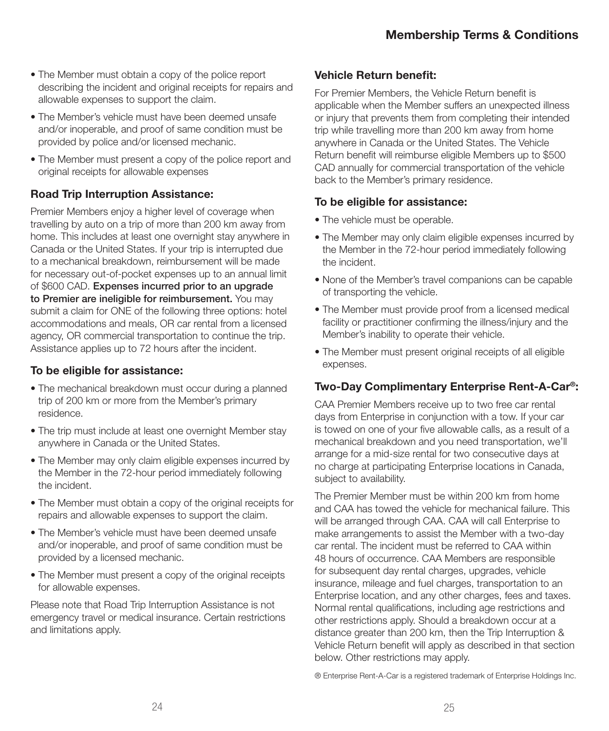- The Member must obtain a copy of the police report describing the incident and original receipts for repairs and allowable expenses to support the claim.
- The Member's vehicle must have been deemed unsafe and/or inoperable, and proof of same condition must be provided by police and/or licensed mechanic.
- The Member must present a copy of the police report and original receipts for allowable expenses

### Road Trip Interruption Assistance:

Premier Members enjoy a higher level of coverage when travelling by auto on a trip of more than 200 km away from home. This includes at least one overnight stay anywhere in Canada or the United States. If your trip is interrupted due to a mechanical breakdown, reimbursement will be made for necessary out-of-pocket expenses up to an annual limit of $600 CAD. **Expenses incurred prior to an upgrade to Premier are ineligible for reimbursement.** You may submit a claim for ONE of the following three options: hotel accommodations and meals, OR car rental from a licensed agency, OR commercial transportation to continue the trip. Assistance applies up to 72 hours after the incident.

### To be eligible for assistance:

- The mechanical breakdown must occur during a planned trip of 200 km or more from the Member's primary residence.
- The trip must include at least one overnight Member stay anywhere in Canada or the United States.
- The Member may only claim eligible expenses incurred by the Member in the 72-hour period immediately following the incident.
- The Member must obtain a copy of the original receipts for repairs and allowable expenses to support the claim.
- The Member's vehicle must have been deemed unsafe and/or inoperable, and proof of same condition must be provided by a licensed mechanic.
- The Member must present a copy of the original receipts for allowable expenses.

Please note that Road Trip Interruption Assistance is not emergency travel or medical insurance. Certain restrictions and limitations apply.

### Vehicle Return benefit:

For Premier Members, the Vehicle Return benefit is applicable when the Member suffers an unexpected illness or injury that prevents them from completing their intended trip while travelling more than 200 km away from home anywhere in Canada or the United States. The Vehicle Return benefit will reimburse eligible Members up to $500 CAD annually for commercial transportation of the vehicle back to the Member's primary residence.

### To be eligible for assistance:

- The vehicle must be operable.
- The Member may only claim eligible expenses incurred by the Member in the 72-hour period immediately following the incident.
- None of the Member's travel companions can be capable of transporting the vehicle.
- The Member must provide proof from a licensed medical facility or practitioner confirming the illness/injury and the Member's inability to operate their vehicle.
- The Member must present original receipts of all eligible expenses.

### Two-Day Complimentary Enterprise Rent-A-Car®:

CAA Premier Members receive up to two free car rental days from Enterprise in conjunction with a tow. If your car is towed on one of your five allowable calls, as a result of a mechanical breakdown and you need transportation, we'll arrange for a mid-size rental for two consecutive days at no charge at participating Enterprise locations in Canada, subject to availability.

The Premier Member must be within 200 km from home and CAA has towed the vehicle for mechanical failure. This will be arranged through CAA. CAA will call Enterprise to make arrangements to assist the Member with a two-day car rental. The incident must be referred to CAA within 48 hours of occurrence. CAA Members are responsible for subsequent day rental charges, upgrades, vehicle insurance, mileage and fuel charges, transportation to an Enterprise location, and any other charges, fees and taxes. Normal rental qualifications, including age restrictions and other restrictions apply. Should a breakdown occur at a distance greater than 200 km, then the Trip Interruption & Vehicle Return benefit will apply as described in that section below. Other restrictions may apply.

® Enterprise Rent-A-Car is a registered trademark of Enterprise Holdings Inc.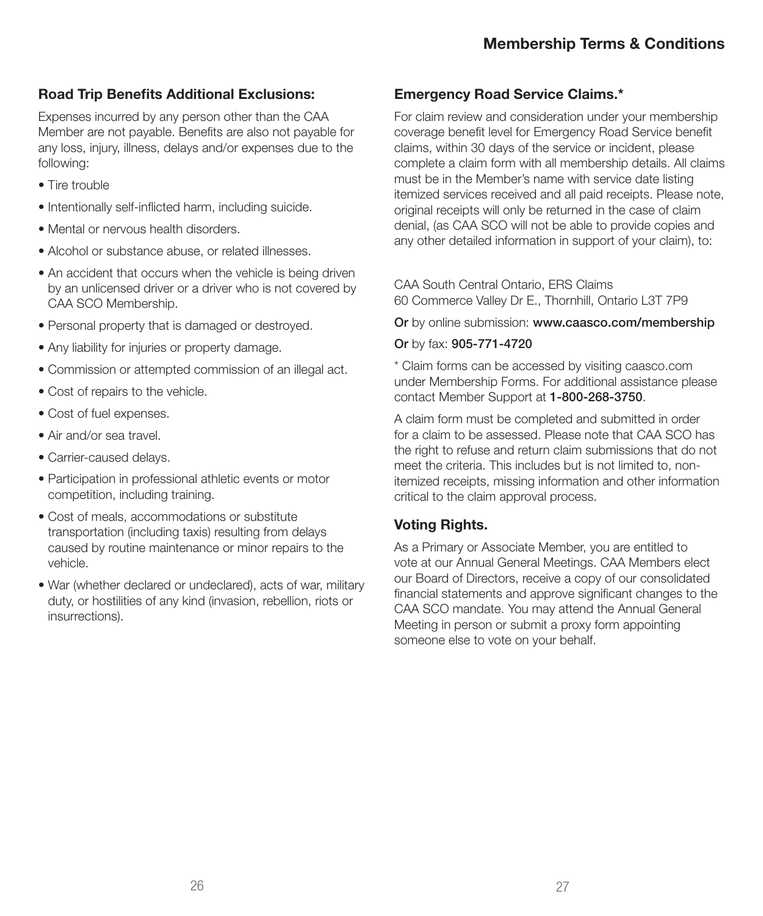## Road Trip Benefits Additional Exclusions:

Expenses incurred by any person other than the CAA Member are not payable. Benefits are also not payable for any loss, injury, illness, delays and/or expenses due to the following:

- Tire trouble
- Intentionally self-inflicted harm, including suicide.
- Mental or nervous health disorders.
- Alcohol or substance abuse, or related illnesses.
- An accident that occurs when the vehicle is being driven by an unlicensed driver or a driver who is not covered by CAA SCO Membership.
- Personal property that is damaged or destroyed.
- Any liability for injuries or property damage.
- Commission or attempted commission of an illegal act.
- Cost of repairs to the vehicle.
- Cost of fuel expenses.
- Air and/or sea travel.
- Carrier-caused delays.
- Participation in professional athletic events or motor competition, including training.
- Cost of meals, accommodations or substitute transportation (including taxis) resulting from delays caused by routine maintenance or minor repairs to the vehicle.
- War (whether declared or undeclared), acts of war, military duty, or hostilities of any kind (invasion, rebellion, riots or insurrections).

## Emergency Road Service Claims.*

For claim review and consideration under your membership coverage benefit level for Emergency Road Service benefit claims, within 30 days of the service or incident, please complete a claim form with all membership details. All claims must be in the Member's name with service date listing itemized services received and all paid receipts. Please note, original receipts will only be returned in the case of claim denial, (as CAA SCO will not be able to provide copies and any other detailed information in support of your claim), to:

CAA South Central Ontario, ERS Claims
60 Commerce Valley Dr E., Thornhill, Ontario L3T 7P9

**Or** by online submission: **www.caasco.com/membership**

**Or** by fax: **905-771-4720**

\* Claim forms can be accessed by visiting caasco.com under Membership Forms. For additional assistance please contact Member Support at **1-800-268-3750**.

A claim form must be completed and submitted in order for a claim to be assessed. Please note that CAA SCO has the right to refuse and return claim submissions that do not meet the criteria. This includes but is not limited to, non-itemized receipts, missing information and other information critical to the claim approval process.

## Voting Rights.

As a Primary or Associate Member, you are entitled to vote at our Annual General Meetings. CAA Members elect our Board of Directors, receive a copy of our consolidated financial statements and approve significant changes to the CAA SCO mandate. You may attend the Annual General Meeting in person or submit a proxy form appointing someone else to vote on your behalf.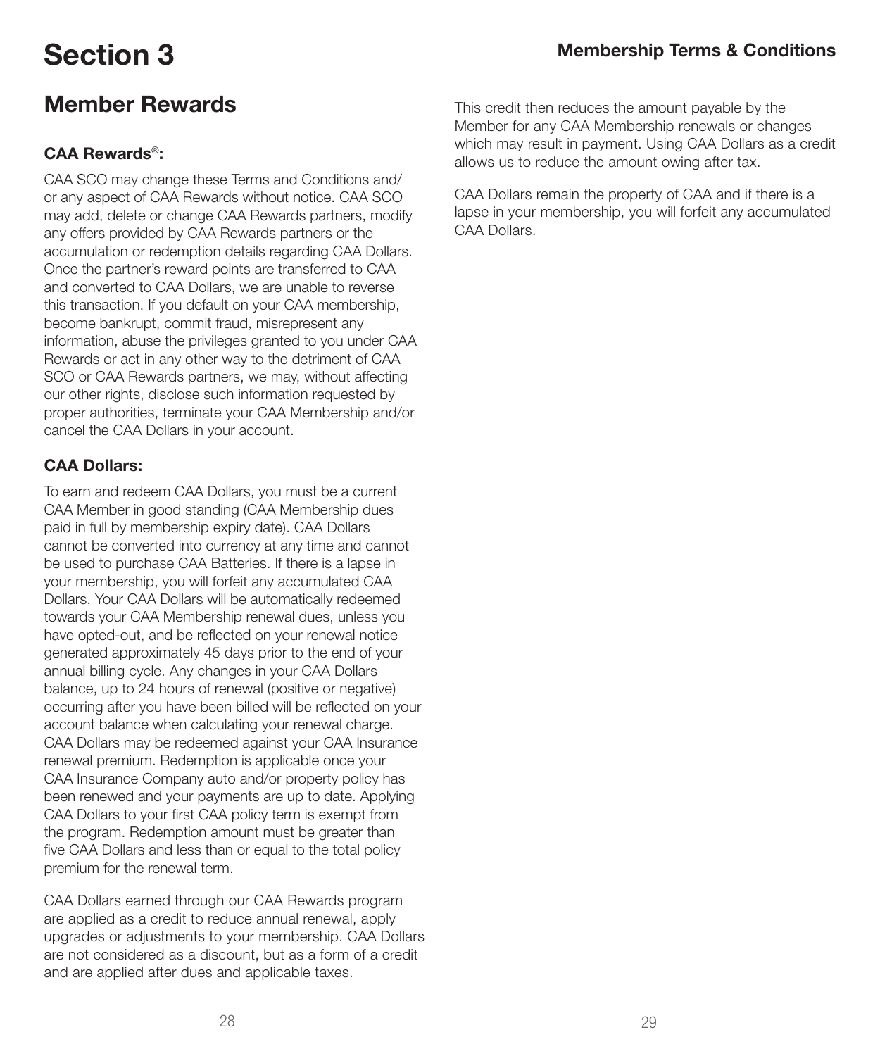# Section 3

## Member Rewards

### CAA Rewards®:

CAA SCO may change these Terms and Conditions and/or any aspect of CAA Rewards without notice. CAA SCO may add, delete or change CAA Rewards partners, modify any offers provided by CAA Rewards partners or the accumulation or redemption details regarding CAA Dollars. Once the partner's reward points are transferred to CAA and converted to CAA Dollars, we are unable to reverse this transaction. If you default on your CAA membership, become bankrupt, commit fraud, misrepresent any information, abuse the privileges granted to you under CAA Rewards or act in any other way to the detriment of CAA SCO or CAA Rewards partners, we may, without affecting our other rights, disclose such information requested by proper authorities, terminate your CAA Membership and/or cancel the CAA Dollars in your account.

### CAA Dollars:

To earn and redeem CAA Dollars, you must be a current CAA Member in good standing (CAA Membership dues paid in full by membership expiry date). CAA Dollars cannot be converted into currency at any time and cannot be used to purchase CAA Batteries. If there is a lapse in your membership, you will forfeit any accumulated CAA Dollars. Your CAA Dollars will be automatically redeemed towards your CAA Membership renewal dues, unless you have opted-out, and be reflected on your renewal notice generated approximately 45 days prior to the end of your annual billing cycle. Any changes in your CAA Dollars balance, up to 24 hours of renewal (positive or negative) occurring after you have been billed will be reflected on your account balance when calculating your renewal charge. CAA Dollars may be redeemed against your CAA Insurance renewal premium. Redemption is applicable once your CAA Insurance Company auto and/or property policy has been renewed and your payments are up to date. Applying CAA Dollars to your first CAA policy term is exempt from the program. Redemption amount must be greater than five CAA Dollars and less than or equal to the total policy premium for the renewal term.

CAA Dollars earned through our CAA Rewards program are applied as a credit to reduce annual renewal, apply upgrades or adjustments to your membership. CAA Dollars are not considered as a discount, but as a form of a credit and are applied after dues and applicable taxes.

This credit then reduces the amount payable by the Member for any CAA Membership renewals or changes which may result in payment. Using CAA Dollars as a credit allows us to reduce the amount owing after tax.

CAA Dollars remain the property of CAA and if there is a lapse in your membership, you will forfeit any accumulated CAA Dollars.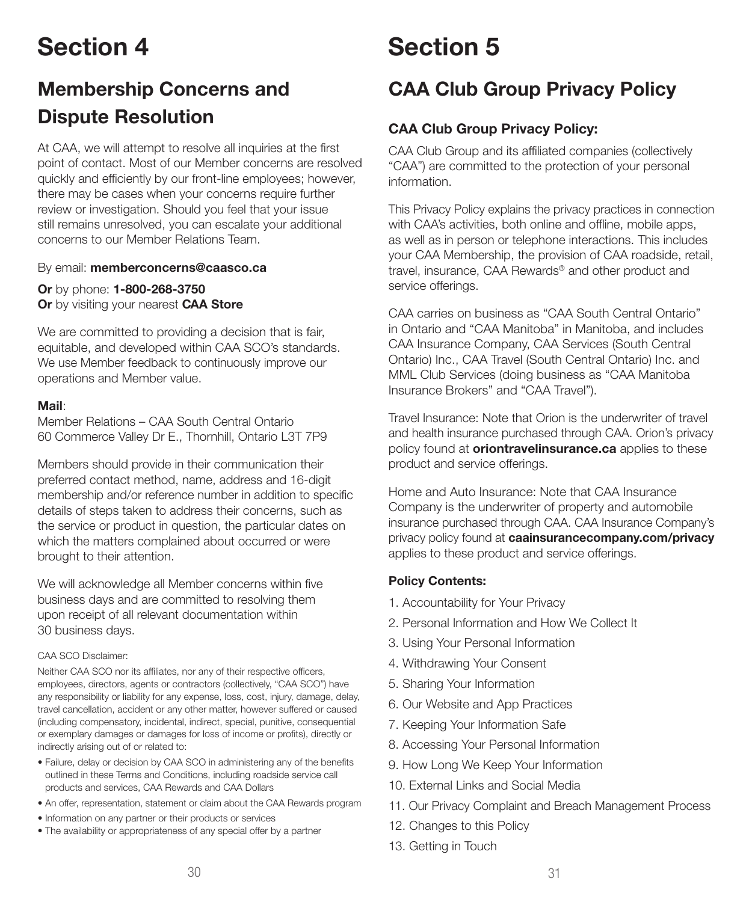# Section 4

## Membership Concerns and Dispute Resolution

At CAA, we will attempt to resolve all inquiries at the first point of contact. Most of our Member concerns are resolved quickly and efficiently by our front-line employees; however, there may be cases when your concerns require further review or investigation. Should you feel that your issue still remains unresolved, you can escalate your additional concerns to our Member Relations Team.

By email: **memberconcerns@caasco.ca**

**Or** by phone: **1-800-268-3750**
**Or** by visiting your nearest **CAA Store**

We are committed to providing a decision that is fair, equitable, and developed within CAA SCO's standards. We use Member feedback to continuously improve our operations and Member value.

**Mail**:
Member Relations – CAA South Central Ontario
60 Commerce Valley Dr E., Thornhill, Ontario L3T 7P9

Members should provide in their communication their preferred contact method, name, address and 16-digit membership and/or reference number in addition to specific details of steps taken to address their concerns, such as the service or product in question, the particular dates on which the matters complained about occurred or were brought to their attention.

We will acknowledge all Member concerns within five business days and are committed to resolving them upon receipt of all relevant documentation within 30 business days.

CAA SCO Disclaimer:

Neither CAA SCO nor its affiliates, nor any of their respective officers, employees, directors, agents or contractors (collectively, "CAA SCO") have any responsibility or liability for any expense, loss, cost, injury, damage, delay, travel cancellation, accident or any other matter, however suffered or caused (including compensatory, incidental, indirect, special, punitive, consequential or exemplary damages or damages for loss of income or profits), directly or indirectly arising out of or related to:

- Failure, delay or decision by CAA SCO in administering any of the benefits outlined in these Terms and Conditions, including roadside service call products and services, CAA Rewards and CAA Dollars
- An offer, representation, statement or claim about the CAA Rewards program
- Information on any partner or their products or services
- The availability or appropriateness of any special offer by a partner

# Section 5

## CAA Club Group Privacy Policy

### CAA Club Group Privacy Policy:

CAA Club Group and its affiliated companies (collectively "CAA") are committed to the protection of your personal information.

This Privacy Policy explains the privacy practices in connection with CAA's activities, both online and offline, mobile apps, as well as in person or telephone interactions. This includes your CAA Membership, the provision of CAA roadside, retail, travel, insurance, CAA Rewards® and other product and service offerings.

CAA carries on business as "CAA South Central Ontario" in Ontario and "CAA Manitoba" in Manitoba, and includes CAA Insurance Company, CAA Services (South Central Ontario) Inc., CAA Travel (South Central Ontario) Inc. and MML Club Services (doing business as "CAA Manitoba Insurance Brokers" and "CAA Travel").

Travel Insurance: Note that Orion is the underwriter of travel and health insurance purchased through CAA. Orion's privacy policy found at **oriontravelinsurance.ca** applies to these product and service offerings.

Home and Auto Insurance: Note that CAA Insurance Company is the underwriter of property and automobile insurance purchased through CAA. CAA Insurance Company's privacy policy found at **caainsurancecompany.com/privacy** applies to these product and service offerings.

**Policy Contents:**

1. Accountability for Your Privacy
2. Personal Information and How We Collect It
3. Using Your Personal Information
4. Withdrawing Your Consent
5. Sharing Your Information
6. Our Website and App Practices
7. Keeping Your Information Safe
8. Accessing Your Personal Information
9. How Long We Keep Your Information
10. External Links and Social Media
11. Our Privacy Complaint and Breach Management Process
12. Changes to this Policy
13. Getting in Touch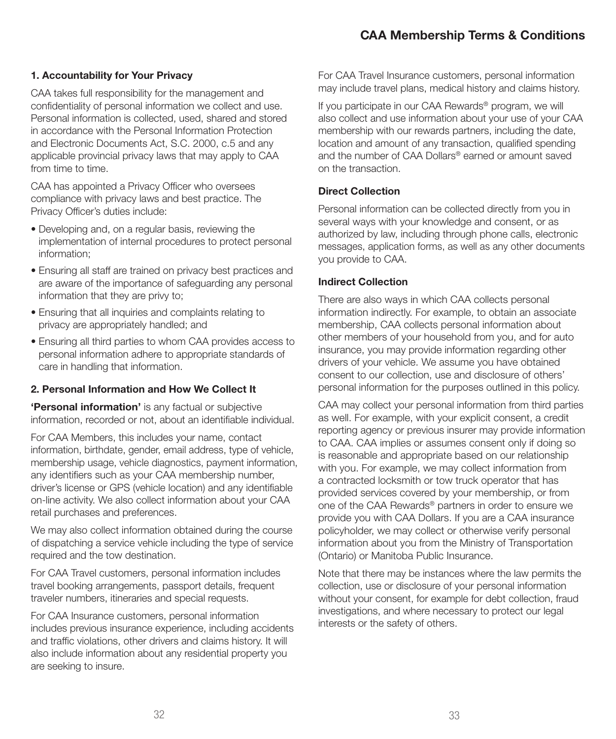## 1. Accountability for Your Privacy

CAA takes full responsibility for the management and confidentiality of personal information we collect and use. Personal information is collected, used, shared and stored in accordance with the Personal Information Protection and Electronic Documents Act, S.C. 2000, c.5 and any applicable provincial privacy laws that may apply to CAA from time to time.

CAA has appointed a Privacy Officer who oversees compliance with privacy laws and best practice. The Privacy Officer's duties include:

- Developing and, on a regular basis, reviewing the implementation of internal procedures to protect personal information;
- Ensuring all staff are trained on privacy best practices and are aware of the importance of safeguarding any personal information that they are privy to;
- Ensuring that all inquiries and complaints relating to privacy are appropriately handled; and
- Ensuring all third parties to whom CAA provides access to personal information adhere to appropriate standards of care in handling that information.

## 2. Personal Information and How We Collect It

**'Personal information'** is any factual or subjective information, recorded or not, about an identifiable individual.

For CAA Members, this includes your name, contact information, birthdate, gender, email address, type of vehicle, membership usage, vehicle diagnostics, payment information, any identifiers such as your CAA membership number, driver's license or GPS (vehicle location) and any identifiable on-line activity. We also collect information about your CAA retail purchases and preferences.

We may also collect information obtained during the course of dispatching a service vehicle including the type of service required and the tow destination.

For CAA Travel customers, personal information includes travel booking arrangements, passport details, frequent traveler numbers, itineraries and special requests.

For CAA Insurance customers, personal information includes previous insurance experience, including accidents and traffic violations, other drivers and claims history. It will also include information about any residential property you are seeking to insure.

For CAA Travel Insurance customers, personal information may include travel plans, medical history and claims history.

If you participate in our CAA Rewards® program, we will also collect and use information about your use of your CAA membership with our rewards partners, including the date, location and amount of any transaction, qualified spending and the number of CAA Dollars® earned or amount saved on the transaction.

### Direct Collection

Personal information can be collected directly from you in several ways with your knowledge and consent, or as authorized by law, including through phone calls, electronic messages, application forms, as well as any other documents you provide to CAA.

### Indirect Collection

There are also ways in which CAA collects personal information indirectly. For example, to obtain an associate membership, CAA collects personal information about other members of your household from you, and for auto insurance, you may provide information regarding other drivers of your vehicle. We assume you have obtained consent to our collection, use and disclosure of others' personal information for the purposes outlined in this policy.

CAA may collect your personal information from third parties as well. For example, with your explicit consent, a credit reporting agency or previous insurer may provide information to CAA. CAA implies or assumes consent only if doing so is reasonable and appropriate based on our relationship with you. For example, we may collect information from a contracted locksmith or tow truck operator that has provided services covered by your membership, or from one of the CAA Rewards® partners in order to ensure we provide you with CAA Dollars. If you are a CAA insurance policyholder, we may collect or otherwise verify personal information about you from the Ministry of Transportation (Ontario) or Manitoba Public Insurance.

Note that there may be instances where the law permits the collection, use or disclosure of your personal information without your consent, for example for debt collection, fraud investigations, and where necessary to protect our legal interests or the safety of others.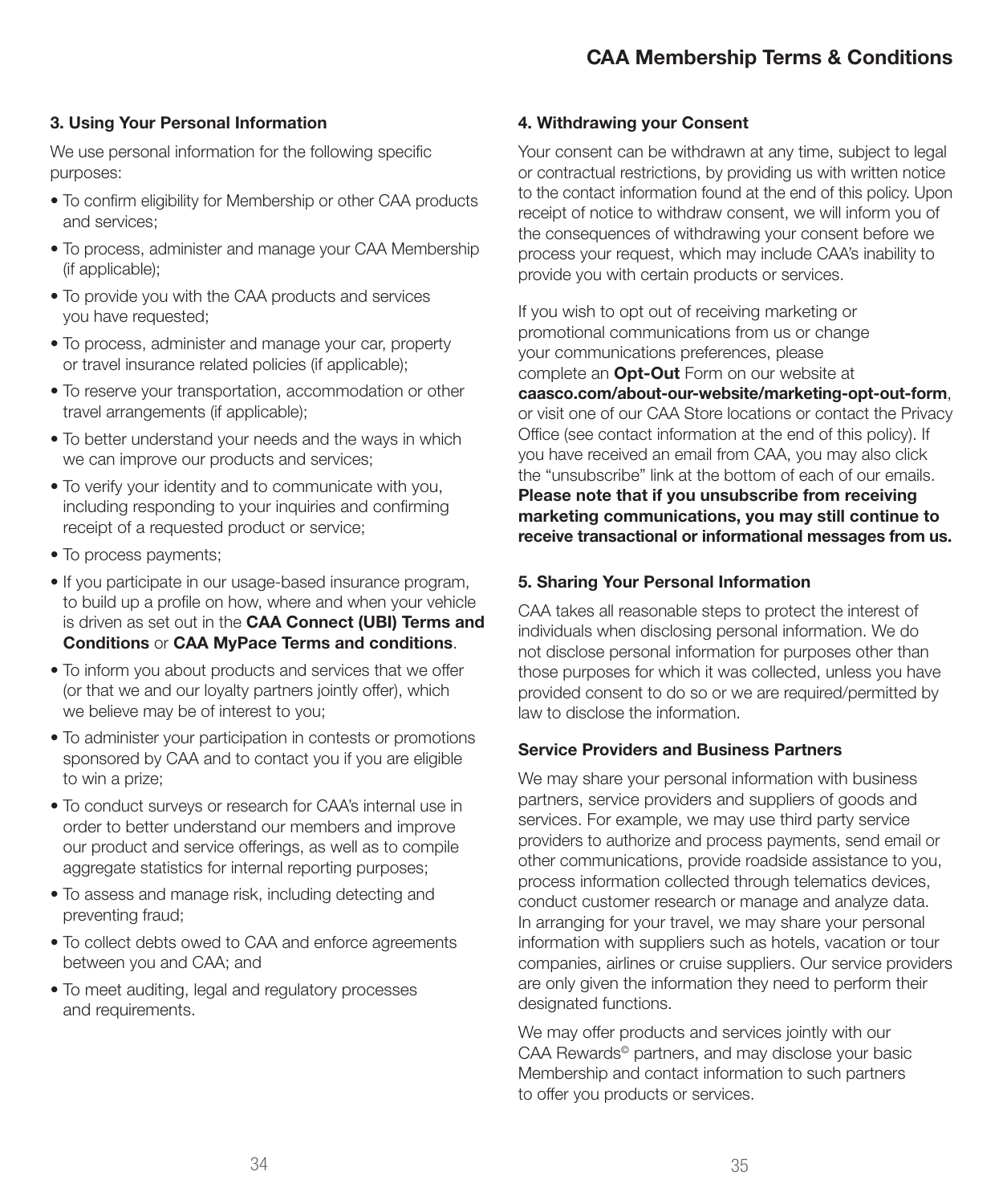### 3. Using Your Personal Information

We use personal information for the following specific purposes:

- To confirm eligibility for Membership or other CAA products and services;
- To process, administer and manage your CAA Membership (if applicable);
- To provide you with the CAA products and services you have requested;
- To process, administer and manage your car, property or travel insurance related policies (if applicable);
- To reserve your transportation, accommodation or other travel arrangements (if applicable);
- To better understand your needs and the ways in which we can improve our products and services;
- To verify your identity and to communicate with you, including responding to your inquiries and confirming receipt of a requested product or service;
- To process payments;
- If you participate in our usage-based insurance program, to build up a profile on how, where and when your vehicle is driven as set out in the **CAA Connect (UBI) Terms and Conditions** or **CAA MyPace Terms and conditions**.
- To inform you about products and services that we offer (or that we and our loyalty partners jointly offer), which we believe may be of interest to you;
- To administer your participation in contests or promotions sponsored by CAA and to contact you if you are eligible to win a prize;
- To conduct surveys or research for CAA's internal use in order to better understand our members and improve our product and service offerings, as well as to compile aggregate statistics for internal reporting purposes;
- To assess and manage risk, including detecting and preventing fraud;
- To collect debts owed to CAA and enforce agreements between you and CAA; and
- To meet auditing, legal and regulatory processes and requirements.

### 4. Withdrawing your Consent

Your consent can be withdrawn at any time, subject to legal or contractual restrictions, by providing us with written notice to the contact information found at the end of this policy. Upon receipt of notice to withdraw consent, we will inform you of the consequences of withdrawing your consent before we process your request, which may include CAA's inability to provide you with certain products or services.

If you wish to opt out of receiving marketing or promotional communications from us or change your communications preferences, please complete an **Opt-Out** Form on our website at **caasco.com/about-our-website/marketing-opt-out-form**, or visit one of our CAA Store locations or contact the Privacy Office (see contact information at the end of this policy). If you have received an email from CAA, you may also click the "unsubscribe" link at the bottom of each of our emails. **Please note that if you unsubscribe from receiving marketing communications, you may still continue to receive transactional or informational messages from us.**

### 5. Sharing Your Personal Information

CAA takes all reasonable steps to protect the interest of individuals when disclosing personal information. We do not disclose personal information for purposes other than those purposes for which it was collected, unless you have provided consent to do so or we are required/permitted by law to disclose the information.

#### Service Providers and Business Partners

We may share your personal information with business partners, service providers and suppliers of goods and services. For example, we may use third party service providers to authorize and process payments, send email or other communications, provide roadside assistance to you, process information collected through telematics devices, conduct customer research or manage and analyze data. In arranging for your travel, we may share your personal information with suppliers such as hotels, vacation or tour companies, airlines or cruise suppliers. Our service providers are only given the information they need to perform their designated functions.

We may offer products and services jointly with our CAA Rewards© partners, and may disclose your basic Membership and contact information to such partners to offer you products or services.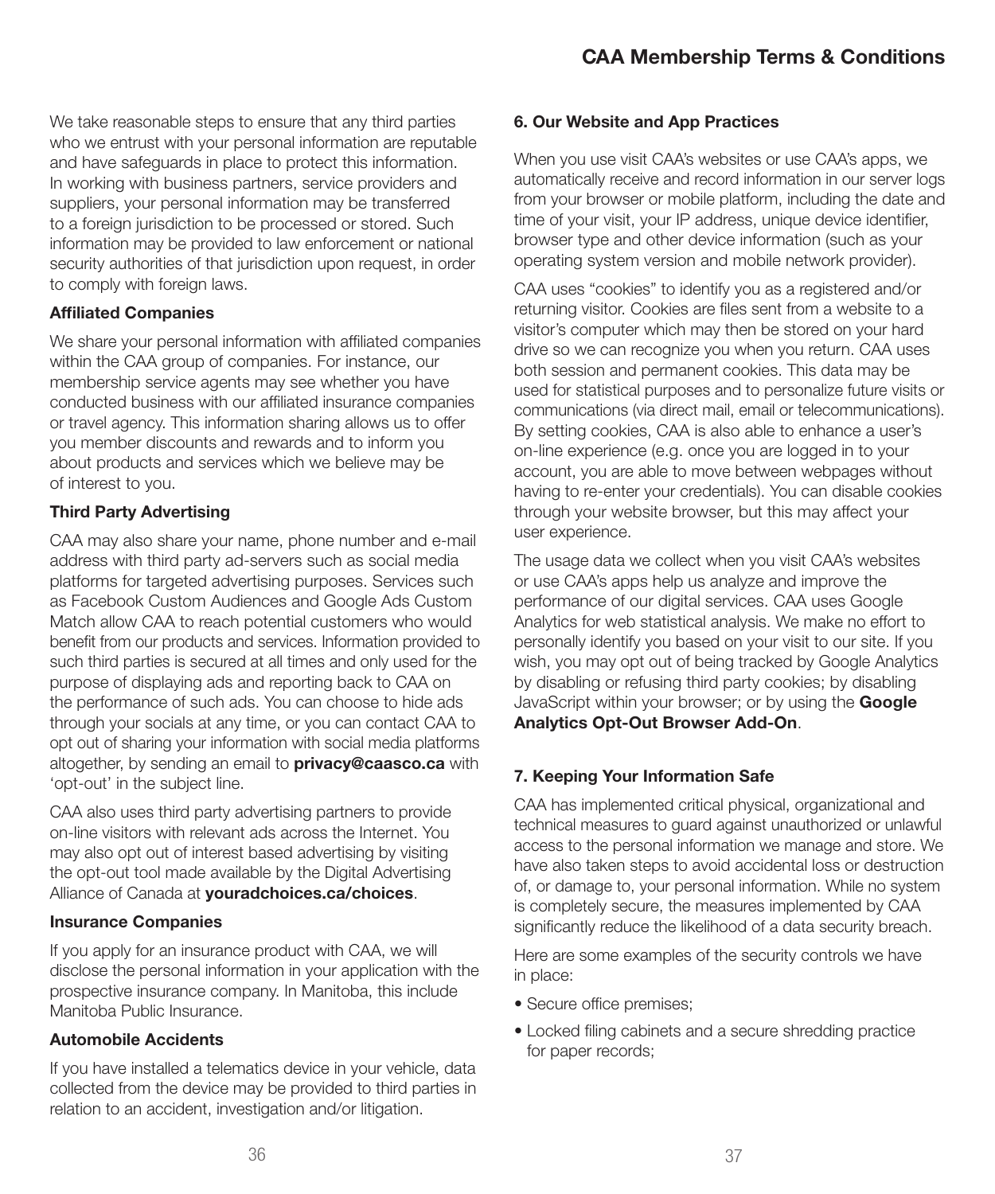We take reasonable steps to ensure that any third parties who we entrust with your personal information are reputable and have safeguards in place to protect this information. In working with business partners, service providers and suppliers, your personal information may be transferred to a foreign jurisdiction to be processed or stored. Such information may be provided to law enforcement or national security authorities of that jurisdiction upon request, in order to comply with foreign laws.

**Affiliated Companies**

We share your personal information with affiliated companies within the CAA group of companies. For instance, our membership service agents may see whether you have conducted business with our affiliated insurance companies or travel agency. This information sharing allows us to offer you member discounts and rewards and to inform you about products and services which we believe may be of interest to you.

**Third Party Advertising**

CAA may also share your name, phone number and e-mail address with third party ad-servers such as social media platforms for targeted advertising purposes. Services such as Facebook Custom Audiences and Google Ads Custom Match allow CAA to reach potential customers who would benefit from our products and services. Information provided to such third parties is secured at all times and only used for the purpose of displaying ads and reporting back to CAA on the performance of such ads. You can choose to hide ads through your socials at any time, or you can contact CAA to opt out of sharing your information with social media platforms altogether, by sending an email to **privacy@caasco.ca** with 'opt-out' in the subject line.

CAA also uses third party advertising partners to provide on-line visitors with relevant ads across the Internet. You may also opt out of interest based advertising by visiting the opt-out tool made available by the Digital Advertising Alliance of Canada at **youradchoices.ca/choices**.

**Insurance Companies**

If you apply for an insurance product with CAA, we will disclose the personal information in your application with the prospective insurance company. In Manitoba, this include Manitoba Public Insurance.

**Automobile Accidents**

If you have installed a telematics device in your vehicle, data collected from the device may be provided to third parties in relation to an accident, investigation and/or litigation.

### 6. Our Website and App Practices

When you use visit CAA's websites or use CAA's apps, we automatically receive and record information in our server logs from your browser or mobile platform, including the date and time of your visit, your IP address, unique device identifier, browser type and other device information (such as your operating system version and mobile network provider).

CAA uses "cookies" to identify you as a registered and/or returning visitor. Cookies are files sent from a website to a visitor's computer which may then be stored on your hard drive so we can recognize you when you return. CAA uses both session and permanent cookies. This data may be used for statistical purposes and to personalize future visits or communications (via direct mail, email or telecommunications). By setting cookies, CAA is also able to enhance a user's on-line experience (e.g. once you are logged in to your account, you are able to move between webpages without having to re-enter your credentials). You can disable cookies through your website browser, but this may affect your user experience.

The usage data we collect when you visit CAA's websites or use CAA's apps help us analyze and improve the performance of our digital services. CAA uses Google Analytics for web statistical analysis. We make no effort to personally identify you based on your visit to our site. If you wish, you may opt out of being tracked by Google Analytics by disabling or refusing third party cookies; by disabling JavaScript within your browser; or by using the **Google Analytics Opt-Out Browser Add-On**.

### 7. Keeping Your Information Safe

CAA has implemented critical physical, organizational and technical measures to guard against unauthorized or unlawful access to the personal information we manage and store. We have also taken steps to avoid accidental loss or destruction of, or damage to, your personal information. While no system is completely secure, the measures implemented by CAA significantly reduce the likelihood of a data security breach.

Here are some examples of the security controls we have in place:

- Secure office premises;
- Locked filing cabinets and a secure shredding practice for paper records;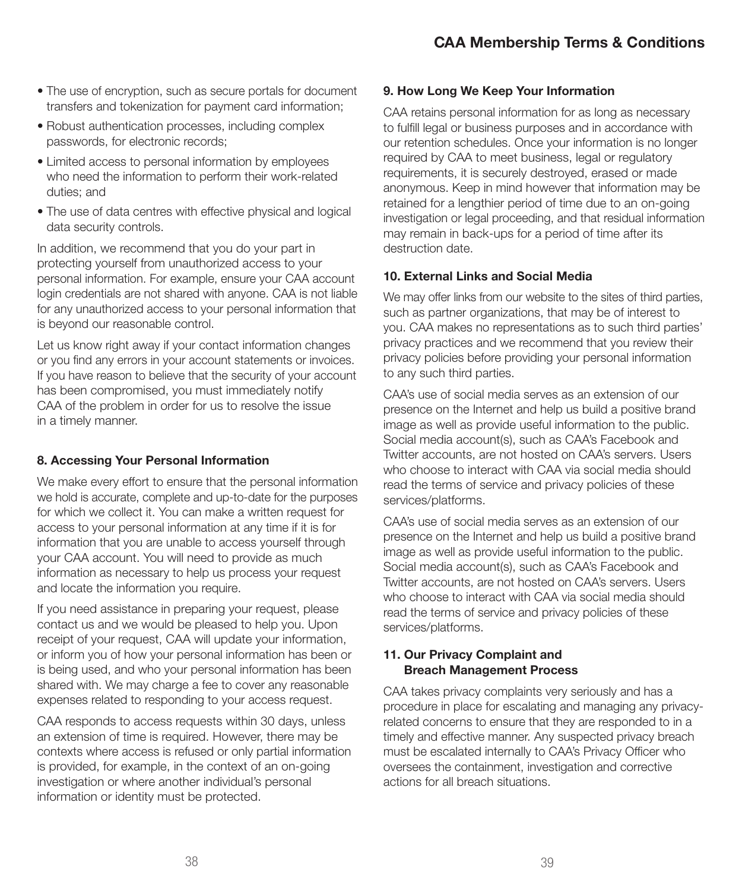- The use of encryption, such as secure portals for document transfers and tokenization for payment card information;
- Robust authentication processes, including complex passwords, for electronic records;
- Limited access to personal information by employees who need the information to perform their work-related duties; and
- The use of data centres with effective physical and logical data security controls.

In addition, we recommend that you do your part in protecting yourself from unauthorized access to your personal information. For example, ensure your CAA account login credentials are not shared with anyone. CAA is not liable for any unauthorized access to your personal information that is beyond our reasonable control.

Let us know right away if your contact information changes or you find any errors in your account statements or invoices. If you have reason to believe that the security of your account has been compromised, you must immediately notify CAA of the problem in order for us to resolve the issue in a timely manner.

### 8. Accessing Your Personal Information

We make every effort to ensure that the personal information we hold is accurate, complete and up-to-date for the purposes for which we collect it. You can make a written request for access to your personal information at any time if it is for information that you are unable to access yourself through your CAA account. You will need to provide as much information as necessary to help us process your request and locate the information you require.

If you need assistance in preparing your request, please contact us and we would be pleased to help you. Upon receipt of your request, CAA will update your information, or inform you of how your personal information has been or is being used, and who your personal information has been shared with. We may charge a fee to cover any reasonable expenses related to responding to your access request.

CAA responds to access requests within 30 days, unless an extension of time is required. However, there may be contexts where access is refused or only partial information is provided, for example, in the context of an on-going investigation or where another individual's personal information or identity must be protected.

### 9. How Long We Keep Your Information

CAA retains personal information for as long as necessary to fulfill legal or business purposes and in accordance with our retention schedules. Once your information is no longer required by CAA to meet business, legal or regulatory requirements, it is securely destroyed, erased or made anonymous. Keep in mind however that information may be retained for a lengthier period of time due to an on-going investigation or legal proceeding, and that residual information may remain in back-ups for a period of time after its destruction date.

### 10. External Links and Social Media

We may offer links from our website to the sites of third parties, such as partner organizations, that may be of interest to you. CAA makes no representations as to such third parties' privacy practices and we recommend that you review their privacy policies before providing your personal information to any such third parties.

CAA's use of social media serves as an extension of our presence on the Internet and help us build a positive brand image as well as provide useful information to the public. Social media account(s), such as CAA's Facebook and Twitter accounts, are not hosted on CAA's servers. Users who choose to interact with CAA via social media should read the terms of service and privacy policies of these services/platforms.

CAA's use of social media serves as an extension of our presence on the Internet and help us build a positive brand image as well as provide useful information to the public. Social media account(s), such as CAA's Facebook and Twitter accounts, are not hosted on CAA's servers. Users who choose to interact with CAA via social media should read the terms of service and privacy policies of these services/platforms.

### 11. Our Privacy Complaint and Breach Management Process

CAA takes privacy complaints very seriously and has a procedure in place for escalating and managing any privacy-related concerns to ensure that they are responded to in a timely and effective manner. Any suspected privacy breach must be escalated internally to CAA's Privacy Officer who oversees the containment, investigation and corrective actions for all breach situations.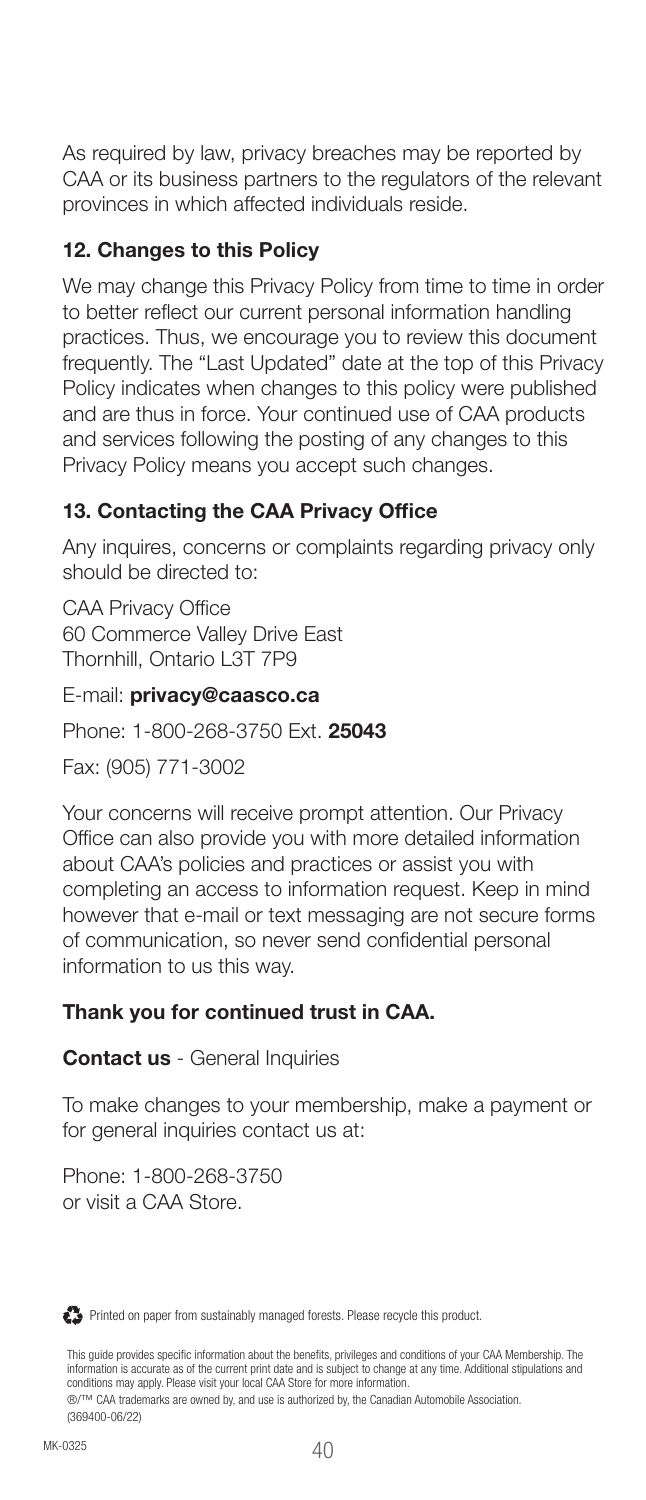As required by law, privacy breaches may be reported by CAA or its business partners to the regulators of the relevant provinces in which affected individuals reside.

### 12. Changes to this Policy

We may change this Privacy Policy from time to time in order to better reflect our current personal information handling practices. Thus, we encourage you to review this document frequently. The "Last Updated" date at the top of this Privacy Policy indicates when changes to this policy were published and are thus in force. Your continued use of CAA products and services following the posting of any changes to this Privacy Policy means you accept such changes.

### 13. Contacting the CAA Privacy Office

Any inquires, concerns or complaints regarding privacy only should be directed to:

CAA Privacy Office
60 Commerce Valley Drive East
Thornhill, Ontario L3T 7P9

E-mail: **privacy@caasco.ca**

Phone: 1-800-268-3750 Ext. **25043**

Fax: (905) 771-3002

Your concerns will receive prompt attention. Our Privacy Office can also provide you with more detailed information about CAA's policies and practices or assist you with completing an access to information request. Keep in mind however that e-mail or text messaging are not secure forms of communication, so never send confidential personal information to us this way.

**Thank you for continued trust in CAA.**

**Contact us** - General Inquiries

To make changes to your membership, make a payment or for general inquiries contact us at:

Phone: 1-800-268-3750
or visit a CAA Store.

Printed on paper from sustainably managed forests. Please recycle this product.

This guide provides specific information about the benefits, privileges and conditions of your CAA Membership. The information is accurate as of the current print date and is subject to change at any time. Additional stipulations and conditions may apply. Please visit your local CAA Store for more information.
®/™ CAA trademarks are owned by, and use is authorized by, the Canadian Automobile Association.
(369400-06/22)

MK-0325